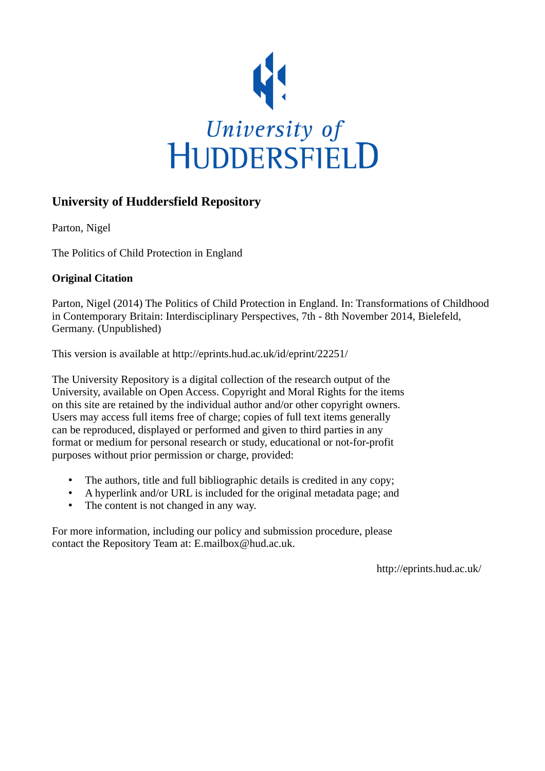University of Huddersfield

## University of Huddersfield Repository

Parton, Nigel

The Politics of Child Protection in England

**Original Citation**

Parton, Nigel (2014) The Politics of Child Protection in England. In: Transformations of Childhood in Contemporary Britain: Interdisciplinary Perspectives, 7th - 8th November 2014, Bielefeld, Germany. (Unpublished)

This version is available at http://eprints.hud.ac.uk/id/eprint/22251/

The University Repository is a digital collection of the research output of the University, available on Open Access. Copyright and Moral Rights for the items on this site are retained by the individual author and/or other copyright owners. Users may access full items free of charge; copies of full text items generally can be reproduced, displayed or performed and given to third parties in any format or medium for personal research or study, educational or not-for-profit purposes without prior permission or charge, provided:

- The authors, title and full bibliographic details is credited in any copy;
- A hyperlink and/or URL is included for the original metadata page; and
- The content is not changed in any way.

For more information, including our policy and submission procedure, please contact the Repository Team at: E.mailbox@hud.ac.uk.

http://eprints.hud.ac.uk/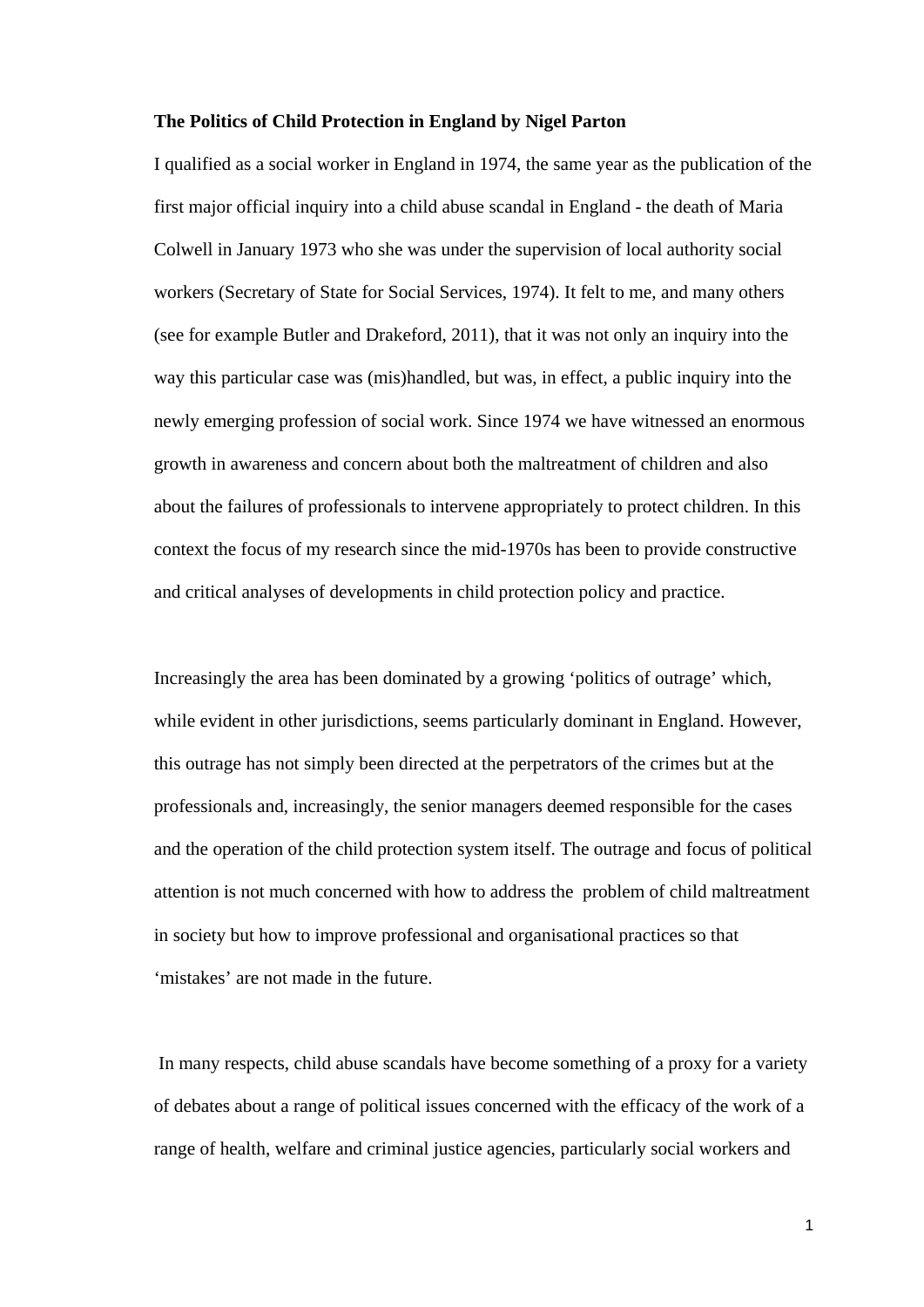**The Politics of Child Protection in England by Nigel Parton**

I qualified as a social worker in England in 1974, the same year as the publication of the first major official inquiry into a child abuse scandal in England - the death of Maria Colwell in January 1973 who she was under the supervision of local authority social workers (Secretary of State for Social Services, 1974). It felt to me, and many others (see for example Butler and Drakeford, 2011), that it was not only an inquiry into the way this particular case was (mis)handled, but was, in effect, a public inquiry into the newly emerging profession of social work. Since 1974 we have witnessed an enormous growth in awareness and concern about both the maltreatment of children and also about the failures of professionals to intervene appropriately to protect children. In this context the focus of my research since the mid-1970s has been to provide constructive and critical analyses of developments in child protection policy and practice.

Increasingly the area has been dominated by a growing 'politics of outrage' which, while evident in other jurisdictions, seems particularly dominant in England. However, this outrage has not simply been directed at the perpetrators of the crimes but at the professionals and, increasingly, the senior managers deemed responsible for the cases and the operation of the child protection system itself. The outrage and focus of political attention is not much concerned with how to address the problem of child maltreatment in society but how to improve professional and organisational practices so that 'mistakes' are not made in the future.

In many respects, child abuse scandals have become something of a proxy for a variety of debates about a range of political issues concerned with the efficacy of the work of a range of health, welfare and criminal justice agencies, particularly social workers and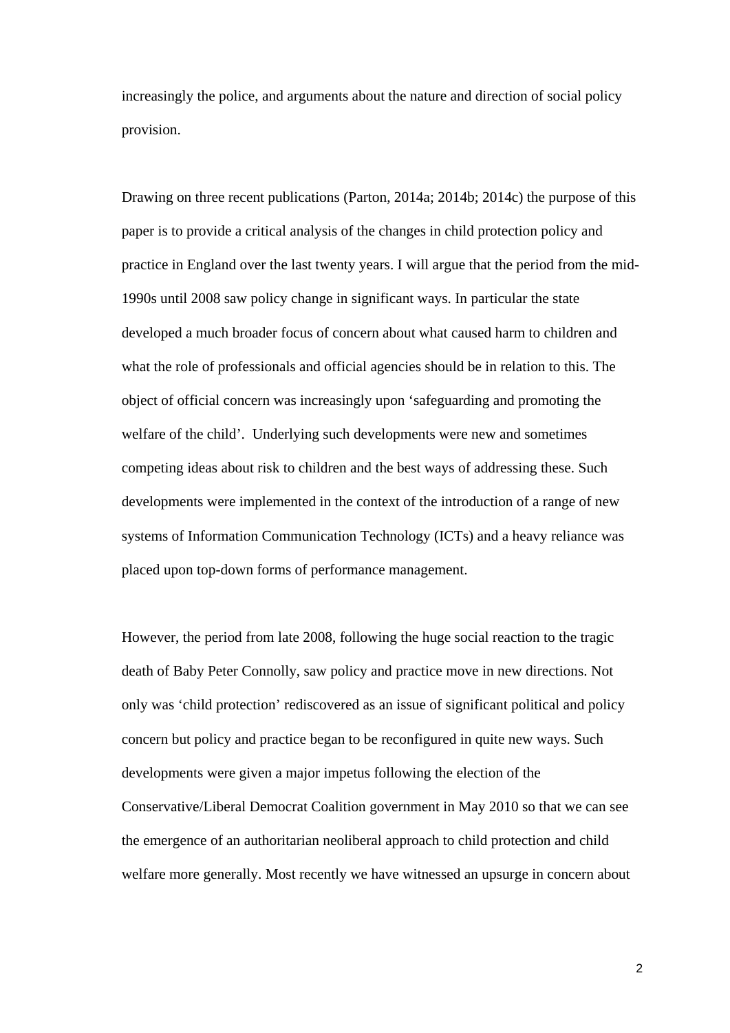increasingly the police, and arguments about the nature and direction of social policy provision.

Drawing on three recent publications (Parton, 2014a; 2014b; 2014c) the purpose of this paper is to provide a critical analysis of the changes in child protection policy and practice in England over the last twenty years. I will argue that the period from the mid-1990s until 2008 saw policy change in significant ways. In particular the state developed a much broader focus of concern about what caused harm to children and what the role of professionals and official agencies should be in relation to this. The object of official concern was increasingly upon 'safeguarding and promoting the welfare of the child'. Underlying such developments were new and sometimes competing ideas about risk to children and the best ways of addressing these. Such developments were implemented in the context of the introduction of a range of new systems of Information Communication Technology (ICTs) and a heavy reliance was placed upon top-down forms of performance management.

However, the period from late 2008, following the huge social reaction to the tragic death of Baby Peter Connolly, saw policy and practice move in new directions. Not only was 'child protection' rediscovered as an issue of significant political and policy concern but policy and practice began to be reconfigured in quite new ways. Such developments were given a major impetus following the election of the Conservative/Liberal Democrat Coalition government in May 2010 so that we can see the emergence of an authoritarian neoliberal approach to child protection and child welfare more generally. Most recently we have witnessed an upsurge in concern about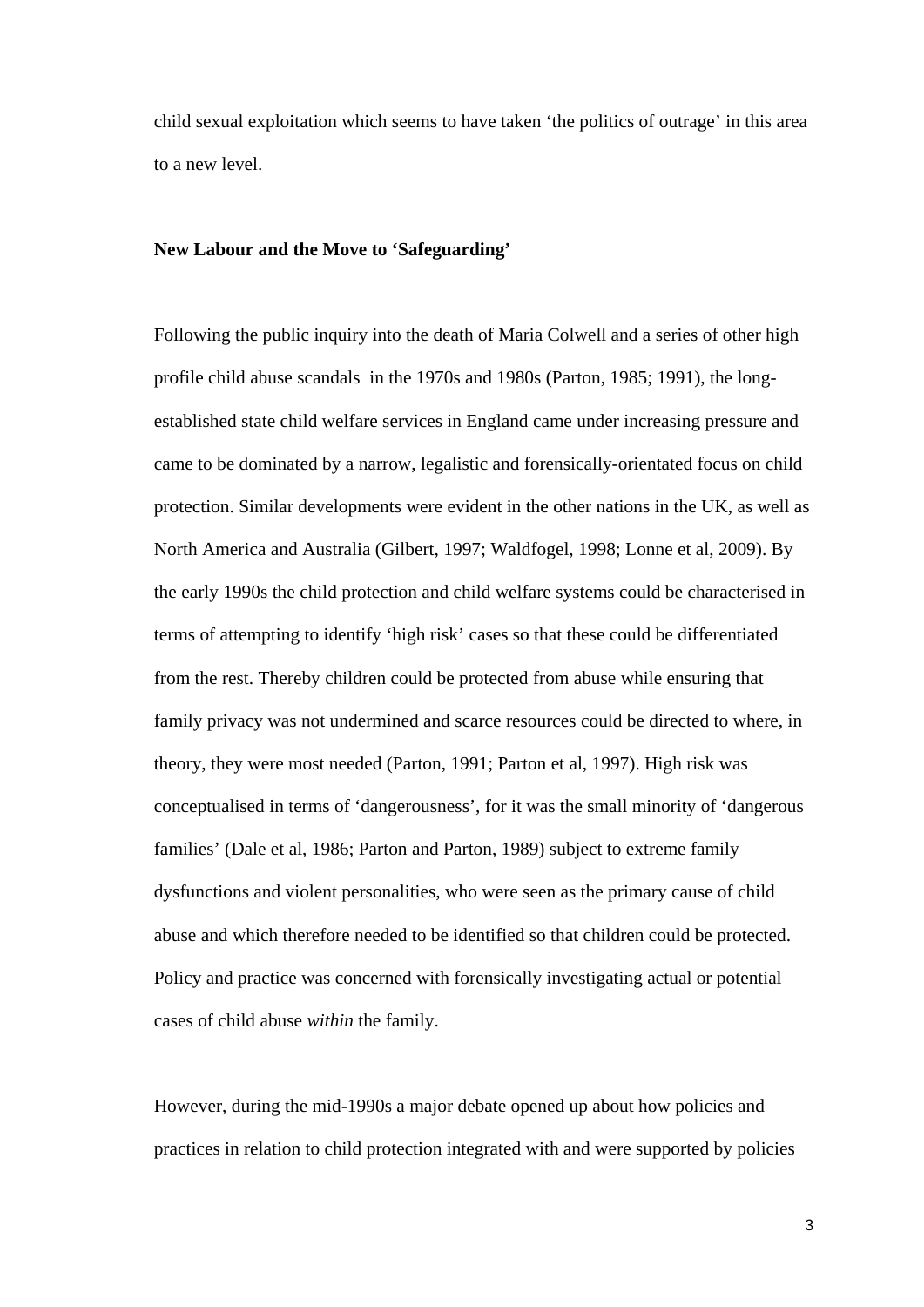child sexual exploitation which seems to have taken 'the politics of outrage' in this area to a new level.

**New Labour and the Move to 'Safeguarding'**

Following the public inquiry into the death of Maria Colwell and a series of other high profile child abuse scandals in the 1970s and 1980s (Parton, 1985; 1991), the long-established state child welfare services in England came under increasing pressure and came to be dominated by a narrow, legalistic and forensically-orientated focus on child protection. Similar developments were evident in the other nations in the UK, as well as North America and Australia (Gilbert, 1997; Waldfogel, 1998; Lonne et al, 2009). By the early 1990s the child protection and child welfare systems could be characterised in terms of attempting to identify 'high risk' cases so that these could be differentiated from the rest. Thereby children could be protected from abuse while ensuring that family privacy was not undermined and scarce resources could be directed to where, in theory, they were most needed (Parton, 1991; Parton et al, 1997). High risk was conceptualised in terms of 'dangerousness', for it was the small minority of 'dangerous families' (Dale et al, 1986; Parton and Parton, 1989) subject to extreme family dysfunctions and violent personalities, who were seen as the primary cause of child abuse and which therefore needed to be identified so that children could be protected. Policy and practice was concerned with forensically investigating actual or potential cases of child abuse *within* the family.

However, during the mid-1990s a major debate opened up about how policies and practices in relation to child protection integrated with and were supported by policies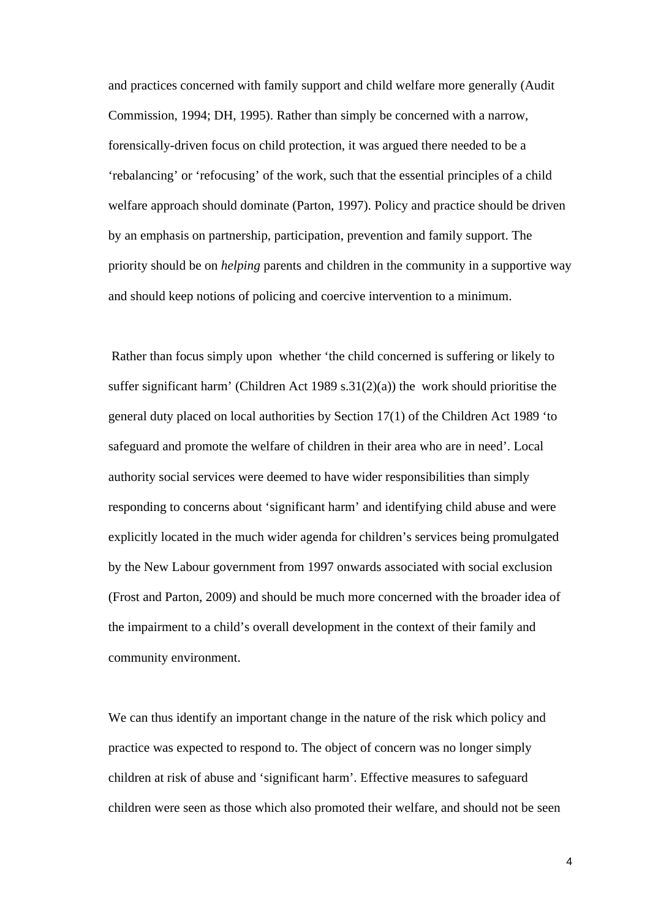and practices concerned with family support and child welfare more generally (Audit Commission, 1994; DH, 1995). Rather than simply be concerned with a narrow, forensically-driven focus on child protection, it was argued there needed to be a 'rebalancing' or 'refocusing' of the work, such that the essential principles of a child welfare approach should dominate (Parton, 1997). Policy and practice should be driven by an emphasis on partnership, participation, prevention and family support. The priority should be on *helping* parents and children in the community in a supportive way and should keep notions of policing and coercive intervention to a minimum.

Rather than focus simply upon whether 'the child concerned is suffering or likely to suffer significant harm' (Children Act 1989 s.31(2)(a)) the work should prioritise the general duty placed on local authorities by Section 17(1) of the Children Act 1989 'to safeguard and promote the welfare of children in their area who are in need'. Local authority social services were deemed to have wider responsibilities than simply responding to concerns about 'significant harm' and identifying child abuse and were explicitly located in the much wider agenda for children's services being promulgated by the New Labour government from 1997 onwards associated with social exclusion (Frost and Parton, 2009) and should be much more concerned with the broader idea of the impairment to a child's overall development in the context of their family and community environment.

We can thus identify an important change in the nature of the risk which policy and practice was expected to respond to. The object of concern was no longer simply children at risk of abuse and 'significant harm'. Effective measures to safeguard children were seen as those which also promoted their welfare, and should not be seen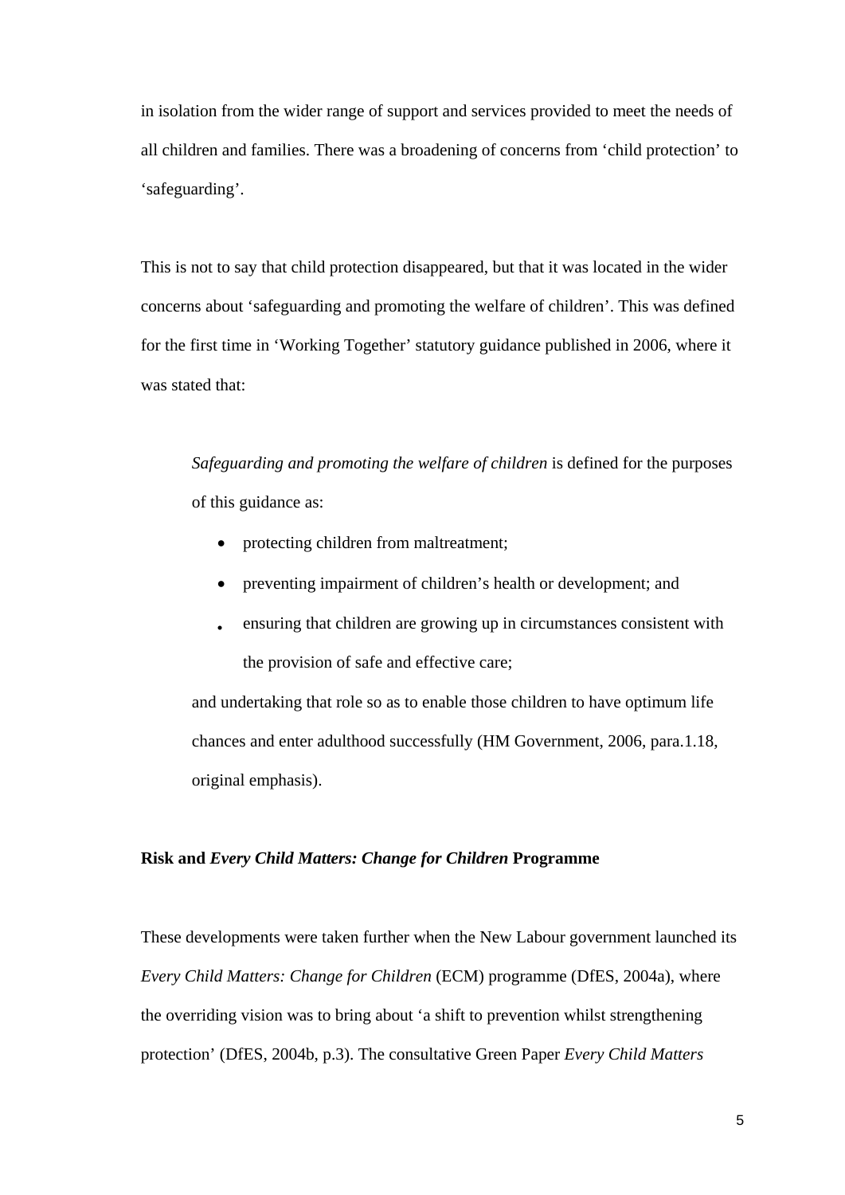in isolation from the wider range of support and services provided to meet the needs of all children and families. There was a broadening of concerns from 'child protection' to 'safeguarding'.

This is not to say that child protection disappeared, but that it was located in the wider concerns about 'safeguarding and promoting the welfare of children'. This was defined for the first time in 'Working Together' statutory guidance published in 2006, where it was stated that:

> *Safeguarding and promoting the welfare of children* is defined for the purposes of this guidance as:
>
> - protecting children from maltreatment;
> - preventing impairment of children's health or development; and
> - ensuring that children are growing up in circumstances consistent with the provision of safe and effective care;
>
> and undertaking that role so as to enable those children to have optimum life chances and enter adulthood successfully (HM Government, 2006, para.1.18, original emphasis).

**Risk and *Every Child Matters: Change for Children* Programme**

These developments were taken further when the New Labour government launched its *Every Child Matters: Change for Children* (ECM) programme (DfES, 2004a), where the overriding vision was to bring about 'a shift to prevention whilst strengthening protection' (DfES, 2004b, p.3). The consultative Green Paper *Every Child Matters*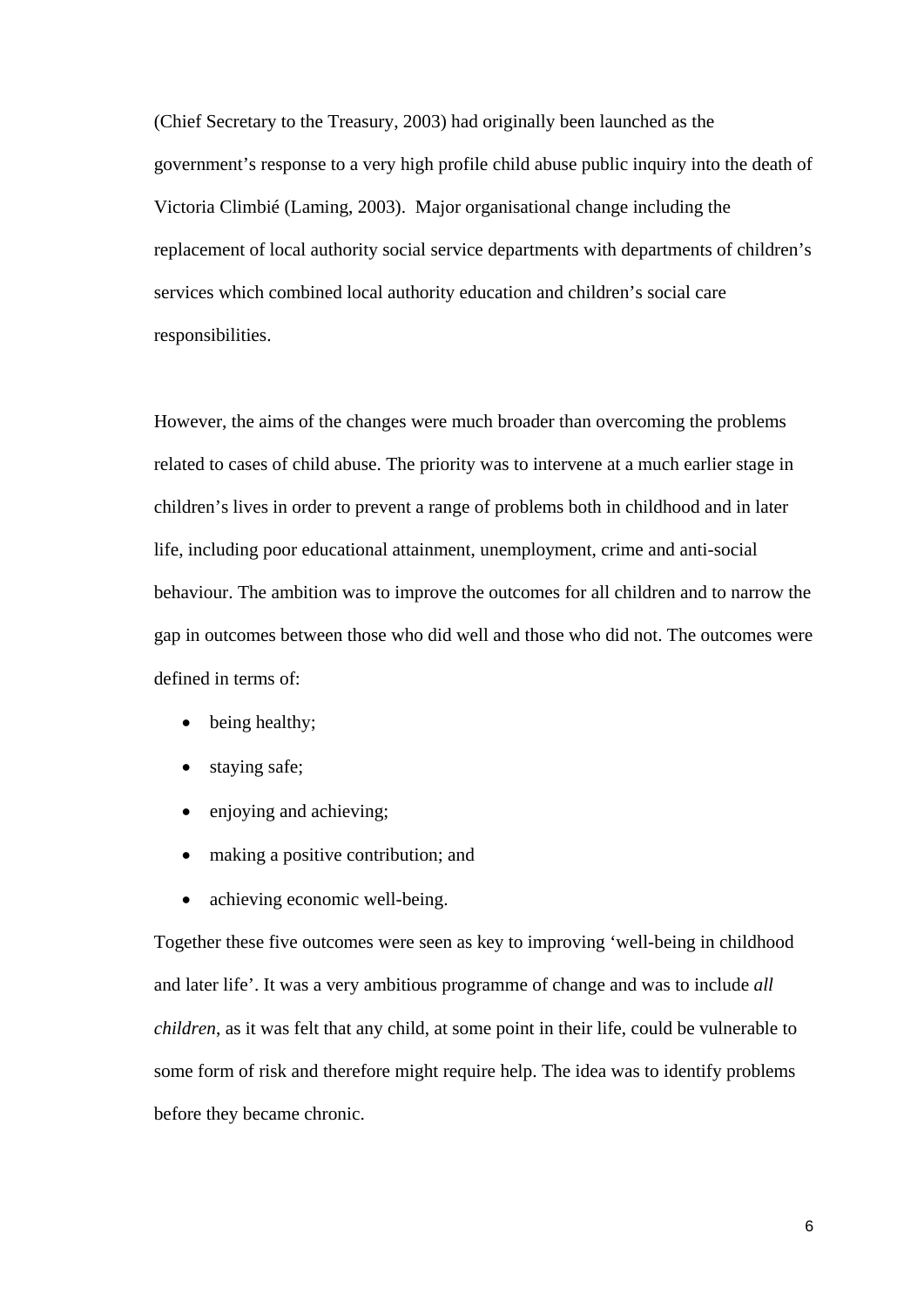(Chief Secretary to the Treasury, 2003) had originally been launched as the government's response to a very high profile child abuse public inquiry into the death of Victoria Climbié (Laming, 2003).  Major organisational change including the replacement of local authority social service departments with departments of children's services which combined local authority education and children's social care responsibilities.

However, the aims of the changes were much broader than overcoming the problems related to cases of child abuse. The priority was to intervene at a much earlier stage in children's lives in order to prevent a range of problems both in childhood and in later life, including poor educational attainment, unemployment, crime and anti-social behaviour. The ambition was to improve the outcomes for all children and to narrow the gap in outcomes between those who did well and those who did not. The outcomes were defined in terms of:

- being healthy;
- staying safe;
- enjoying and achieving;
- making a positive contribution; and
- achieving economic well-being.

Together these five outcomes were seen as key to improving 'well-being in childhood and later life'. It was a very ambitious programme of change and was to include *all children*, as it was felt that any child, at some point in their life, could be vulnerable to some form of risk and therefore might require help. The idea was to identify problems before they became chronic.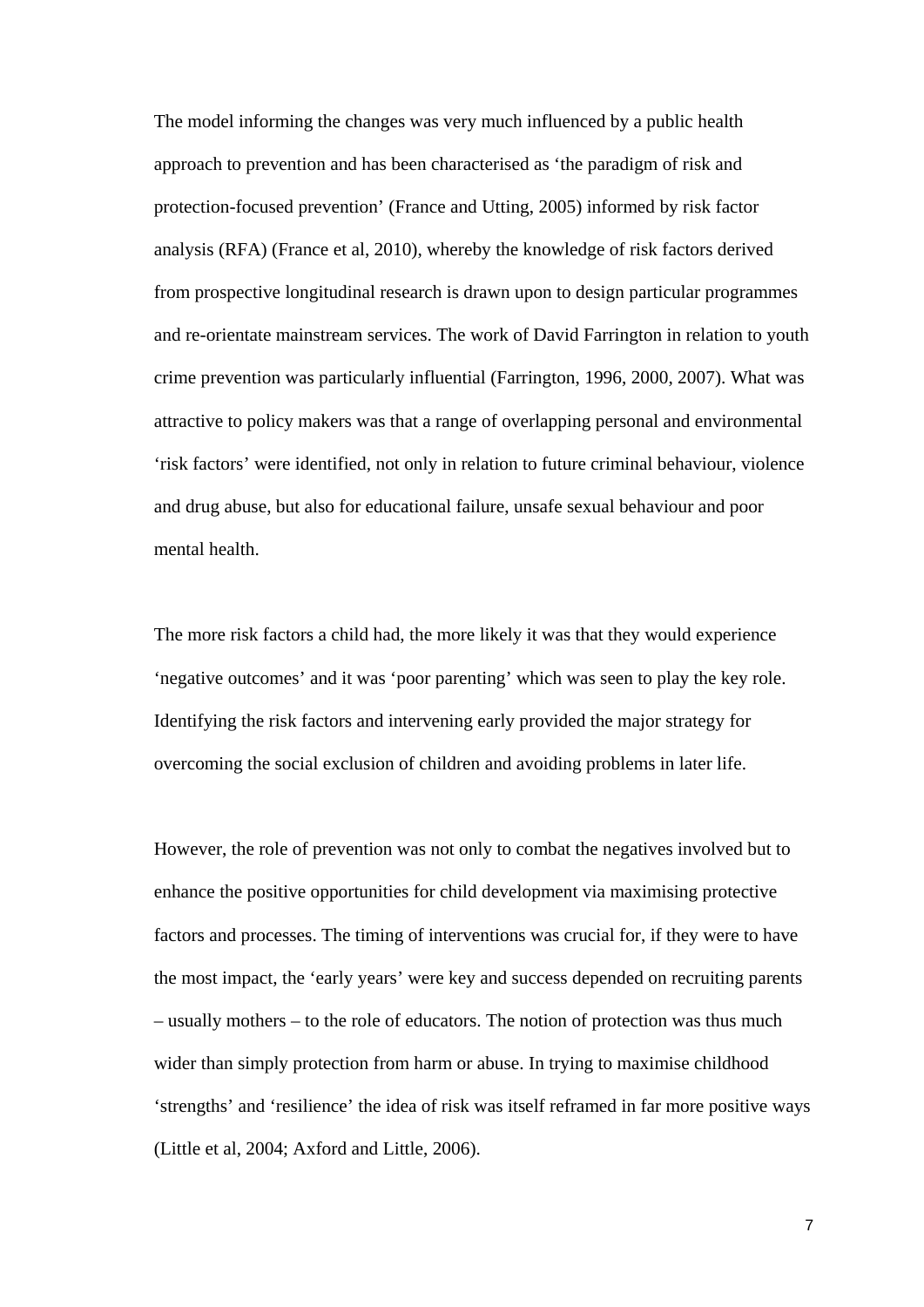The model informing the changes was very much influenced by a public health approach to prevention and has been characterised as 'the paradigm of risk and protection-focused prevention' (France and Utting, 2005) informed by risk factor analysis (RFA) (France et al, 2010), whereby the knowledge of risk factors derived from prospective longitudinal research is drawn upon to design particular programmes and re-orientate mainstream services. The work of David Farrington in relation to youth crime prevention was particularly influential (Farrington, 1996, 2000, 2007). What was attractive to policy makers was that a range of overlapping personal and environmental 'risk factors' were identified, not only in relation to future criminal behaviour, violence and drug abuse, but also for educational failure, unsafe sexual behaviour and poor mental health.

The more risk factors a child had, the more likely it was that they would experience 'negative outcomes' and it was 'poor parenting' which was seen to play the key role. Identifying the risk factors and intervening early provided the major strategy for overcoming the social exclusion of children and avoiding problems in later life.

However, the role of prevention was not only to combat the negatives involved but to enhance the positive opportunities for child development via maximising protective factors and processes. The timing of interventions was crucial for, if they were to have the most impact, the 'early years' were key and success depended on recruiting parents – usually mothers – to the role of educators. The notion of protection was thus much wider than simply protection from harm or abuse. In trying to maximise childhood 'strengths' and 'resilience' the idea of risk was itself reframed in far more positive ways (Little et al, 2004; Axford and Little, 2006).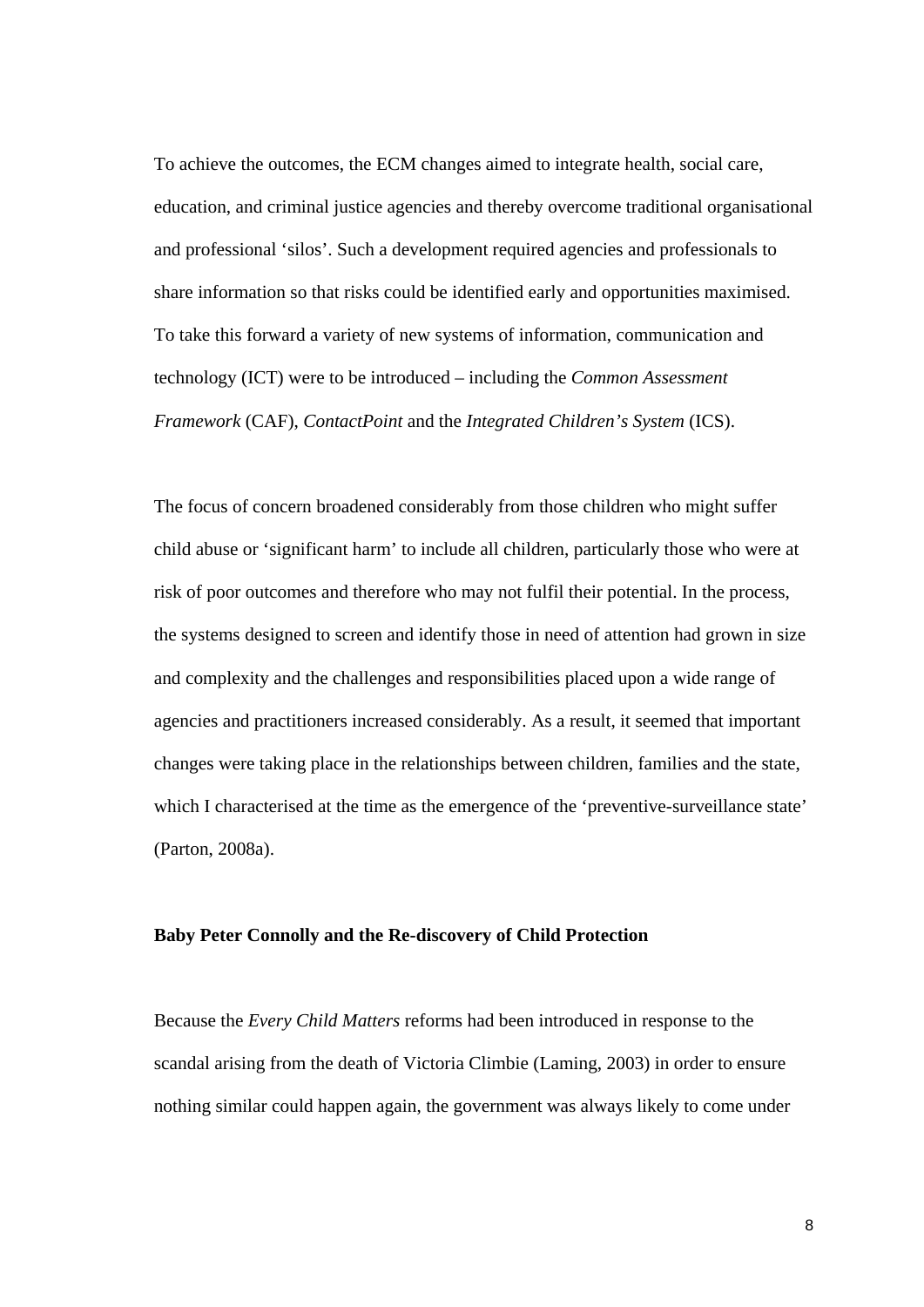To achieve the outcomes, the ECM changes aimed to integrate health, social care, education, and criminal justice agencies and thereby overcome traditional organisational and professional 'silos'. Such a development required agencies and professionals to share information so that risks could be identified early and opportunities maximised. To take this forward a variety of new systems of information, communication and technology (ICT) were to be introduced – including the *Common Assessment Framework* (CAF), *ContactPoint* and the *Integrated Children's System* (ICS).

The focus of concern broadened considerably from those children who might suffer child abuse or 'significant harm' to include all children, particularly those who were at risk of poor outcomes and therefore who may not fulfil their potential. In the process, the systems designed to screen and identify those in need of attention had grown in size and complexity and the challenges and responsibilities placed upon a wide range of agencies and practitioners increased considerably. As a result, it seemed that important changes were taking place in the relationships between children, families and the state, which I characterised at the time as the emergence of the 'preventive-surveillance state' (Parton, 2008a).

**Baby Peter Connolly and the Re-discovery of Child Protection**

Because the *Every Child Matters* reforms had been introduced in response to the scandal arising from the death of Victoria Climbie (Laming, 2003) in order to ensure nothing similar could happen again, the government was always likely to come under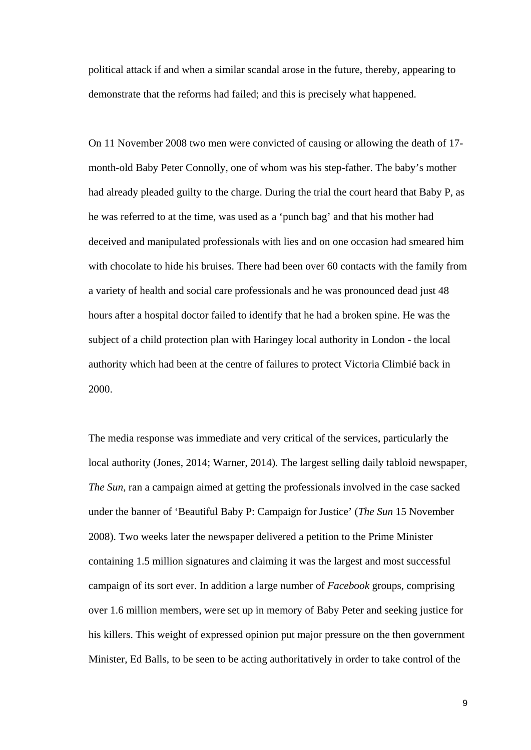political attack if and when a similar scandal arose in the future, thereby, appearing to demonstrate that the reforms had failed; and this is precisely what happened.

On 11 November 2008 two men were convicted of causing or allowing the death of 17-month-old Baby Peter Connolly, one of whom was his step-father. The baby's mother had already pleaded guilty to the charge. During the trial the court heard that Baby P, as he was referred to at the time, was used as a 'punch bag' and that his mother had deceived and manipulated professionals with lies and on one occasion had smeared him with chocolate to hide his bruises. There had been over 60 contacts with the family from a variety of health and social care professionals and he was pronounced dead just 48 hours after a hospital doctor failed to identify that he had a broken spine. He was the subject of a child protection plan with Haringey local authority in London - the local authority which had been at the centre of failures to protect Victoria Climbié back in 2000.

The media response was immediate and very critical of the services, particularly the local authority (Jones, 2014; Warner, 2014). The largest selling daily tabloid newspaper, *The Sun*, ran a campaign aimed at getting the professionals involved in the case sacked under the banner of 'Beautiful Baby P: Campaign for Justice' (*The Sun* 15 November 2008). Two weeks later the newspaper delivered a petition to the Prime Minister containing 1.5 million signatures and claiming it was the largest and most successful campaign of its sort ever. In addition a large number of *Facebook* groups, comprising over 1.6 million members, were set up in memory of Baby Peter and seeking justice for his killers. This weight of expressed opinion put major pressure on the then government Minister, Ed Balls, to be seen to be acting authoritatively in order to take control of the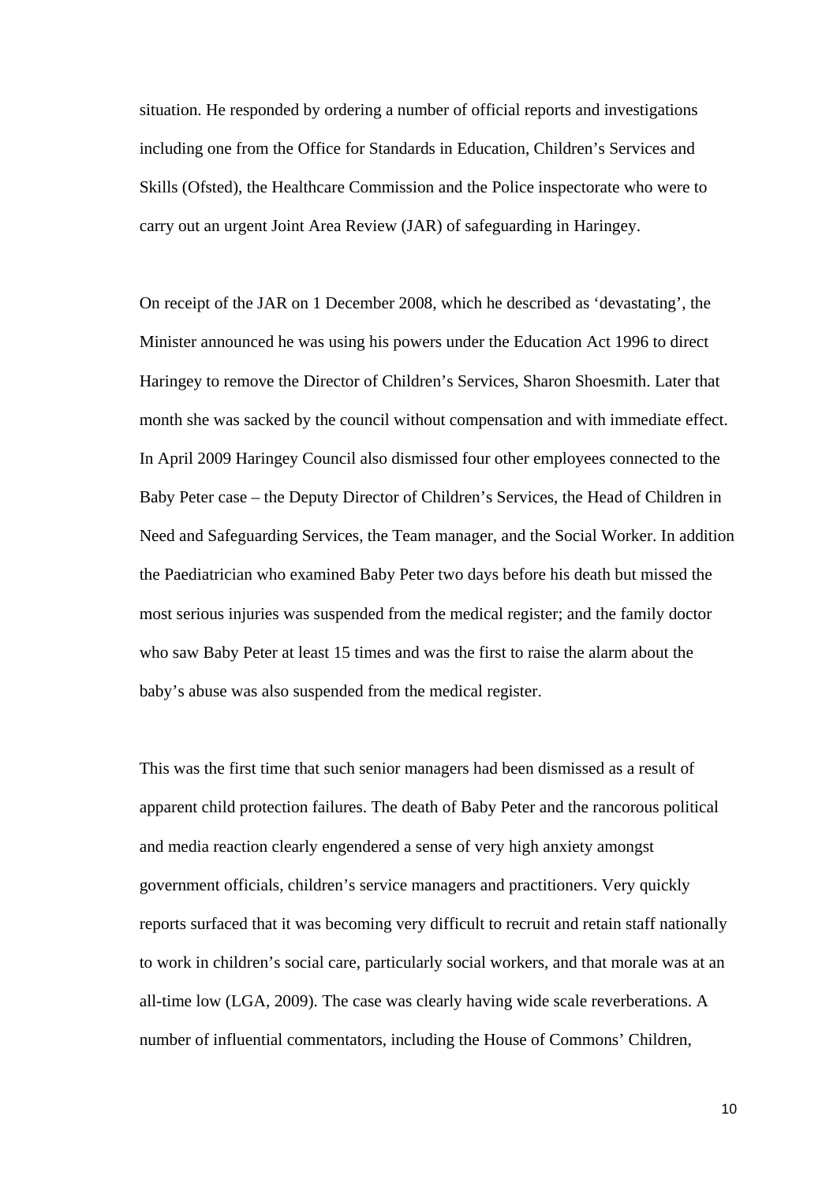situation. He responded by ordering a number of official reports and investigations including one from the Office for Standards in Education, Children's Services and Skills (Ofsted), the Healthcare Commission and the Police inspectorate who were to carry out an urgent Joint Area Review (JAR) of safeguarding in Haringey.

On receipt of the JAR on 1 December 2008, which he described as 'devastating', the Minister announced he was using his powers under the Education Act 1996 to direct Haringey to remove the Director of Children's Services, Sharon Shoesmith. Later that month she was sacked by the council without compensation and with immediate effect. In April 2009 Haringey Council also dismissed four other employees connected to the Baby Peter case – the Deputy Director of Children's Services, the Head of Children in Need and Safeguarding Services, the Team manager, and the Social Worker. In addition the Paediatrician who examined Baby Peter two days before his death but missed the most serious injuries was suspended from the medical register; and the family doctor who saw Baby Peter at least 15 times and was the first to raise the alarm about the baby's abuse was also suspended from the medical register.

This was the first time that such senior managers had been dismissed as a result of apparent child protection failures. The death of Baby Peter and the rancorous political and media reaction clearly engendered a sense of very high anxiety amongst government officials, children's service managers and practitioners. Very quickly reports surfaced that it was becoming very difficult to recruit and retain staff nationally to work in children's social care, particularly social workers, and that morale was at an all-time low (LGA, 2009). The case was clearly having wide scale reverberations. A number of influential commentators, including the House of Commons' Children,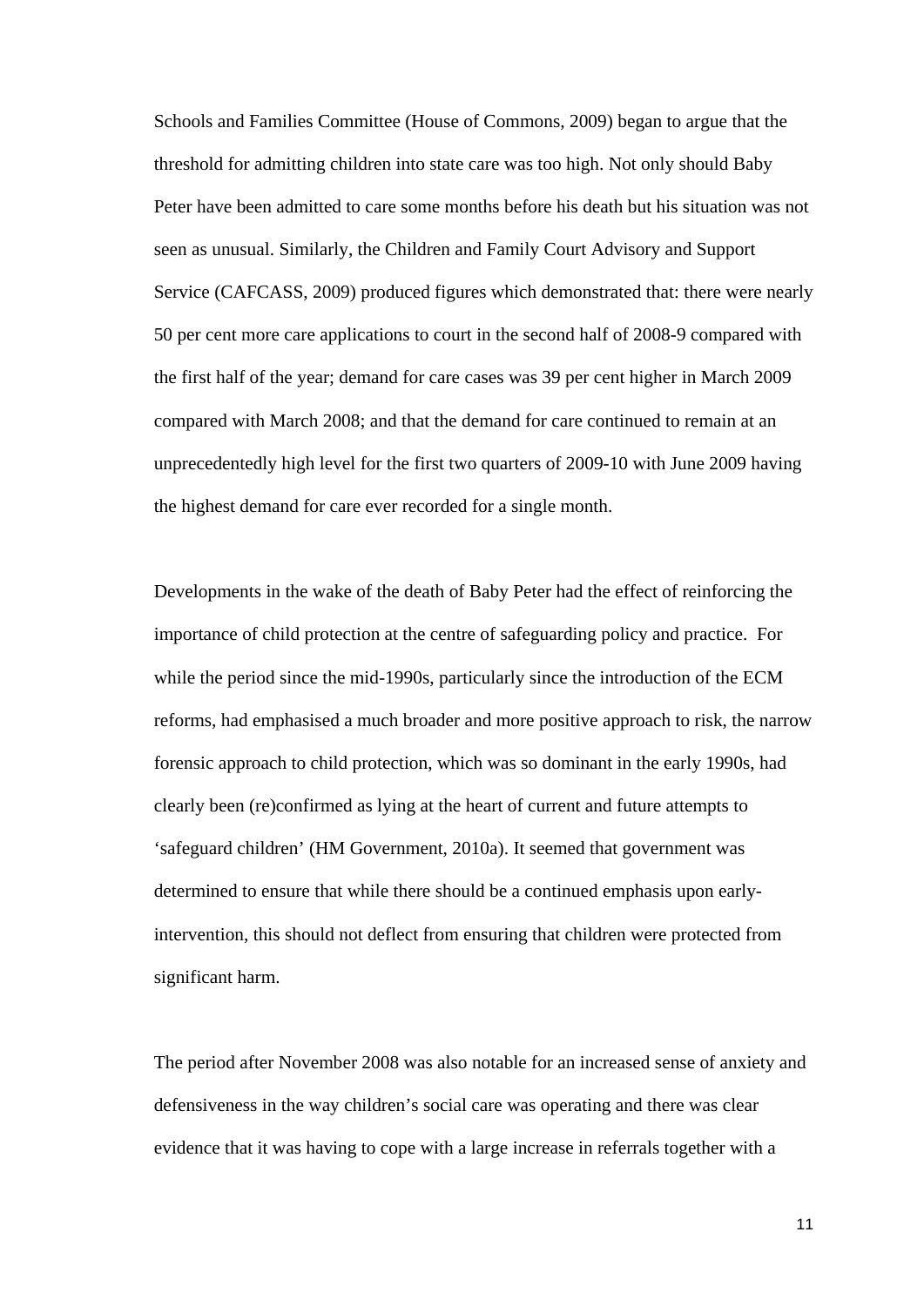Schools and Families Committee (House of Commons, 2009) began to argue that the threshold for admitting children into state care was too high. Not only should Baby Peter have been admitted to care some months before his death but his situation was not seen as unusual. Similarly, the Children and Family Court Advisory and Support Service (CAFCASS, 2009) produced figures which demonstrated that: there were nearly 50 per cent more care applications to court in the second half of 2008-9 compared with the first half of the year; demand for care cases was 39 per cent higher in March 2009 compared with March 2008; and that the demand for care continued to remain at an unprecedentedly high level for the first two quarters of 2009-10 with June 2009 having the highest demand for care ever recorded for a single month.

Developments in the wake of the death of Baby Peter had the effect of reinforcing the importance of child protection at the centre of safeguarding policy and practice. For while the period since the mid-1990s, particularly since the introduction of the ECM reforms, had emphasised a much broader and more positive approach to risk, the narrow forensic approach to child protection, which was so dominant in the early 1990s, had clearly been (re)confirmed as lying at the heart of current and future attempts to 'safeguard children' (HM Government, 2010a). It seemed that government was determined to ensure that while there should be a continued emphasis upon early-intervention, this should not deflect from ensuring that children were protected from significant harm.

The period after November 2008 was also notable for an increased sense of anxiety and defensiveness in the way children's social care was operating and there was clear evidence that it was having to cope with a large increase in referrals together with a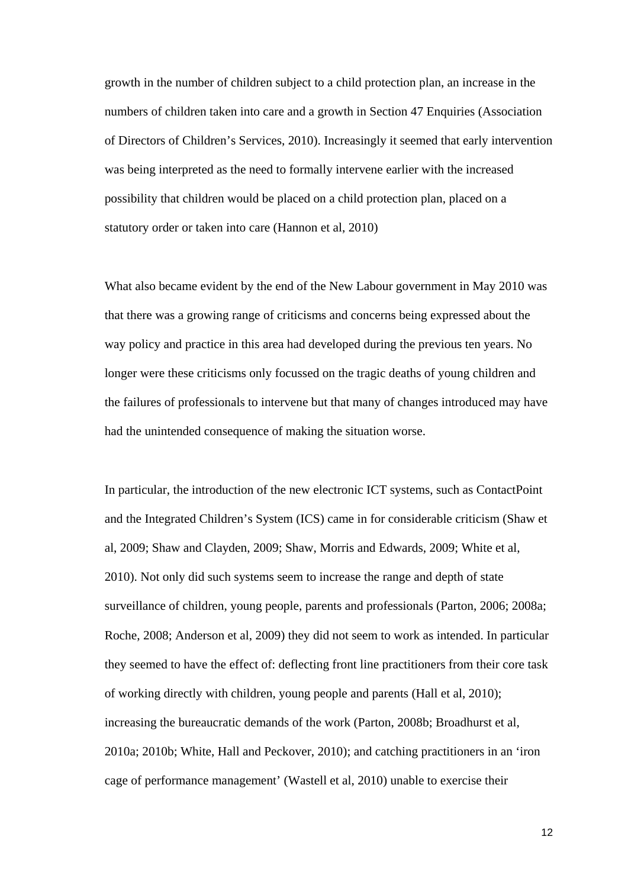growth in the number of children subject to a child protection plan, an increase in the numbers of children taken into care and a growth in Section 47 Enquiries (Association of Directors of Children's Services, 2010). Increasingly it seemed that early intervention was being interpreted as the need to formally intervene earlier with the increased possibility that children would be placed on a child protection plan, placed on a statutory order or taken into care (Hannon et al, 2010)

What also became evident by the end of the New Labour government in May 2010 was that there was a growing range of criticisms and concerns being expressed about the way policy and practice in this area had developed during the previous ten years. No longer were these criticisms only focussed on the tragic deaths of young children and the failures of professionals to intervene but that many of changes introduced may have had the unintended consequence of making the situation worse.

In particular, the introduction of the new electronic ICT systems, such as ContactPoint and the Integrated Children's System (ICS) came in for considerable criticism (Shaw et al, 2009; Shaw and Clayden, 2009; Shaw, Morris and Edwards, 2009; White et al, 2010). Not only did such systems seem to increase the range and depth of state surveillance of children, young people, parents and professionals (Parton, 2006; 2008a; Roche, 2008; Anderson et al, 2009) they did not seem to work as intended. In particular they seemed to have the effect of: deflecting front line practitioners from their core task of working directly with children, young people and parents (Hall et al, 2010); increasing the bureaucratic demands of the work (Parton, 2008b; Broadhurst et al, 2010a; 2010b; White, Hall and Peckover, 2010); and catching practitioners in an 'iron cage of performance management' (Wastell et al, 2010) unable to exercise their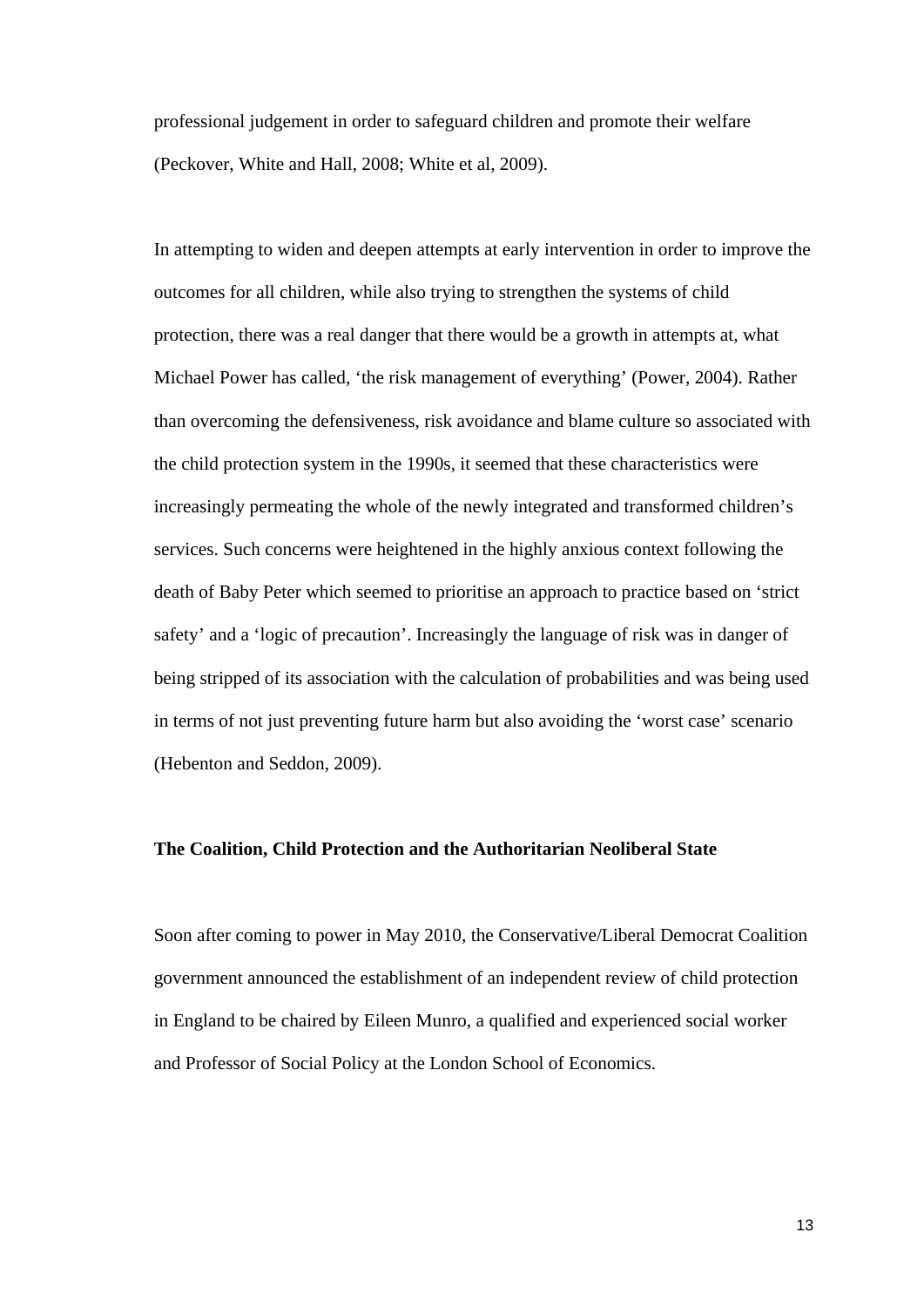professional judgement in order to safeguard children and promote their welfare (Peckover, White and Hall, 2008; White et al, 2009).

In attempting to widen and deepen attempts at early intervention in order to improve the outcomes for all children, while also trying to strengthen the systems of child protection, there was a real danger that there would be a growth in attempts at, what Michael Power has called, 'the risk management of everything' (Power, 2004). Rather than overcoming the defensiveness, risk avoidance and blame culture so associated with the child protection system in the 1990s, it seemed that these characteristics were increasingly permeating the whole of the newly integrated and transformed children's services. Such concerns were heightened in the highly anxious context following the death of Baby Peter which seemed to prioritise an approach to practice based on 'strict safety' and a 'logic of precaution'. Increasingly the language of risk was in danger of being stripped of its association with the calculation of probabilities and was being used in terms of not just preventing future harm but also avoiding the 'worst case' scenario (Hebenton and Seddon, 2009).

**The Coalition, Child Protection and the Authoritarian Neoliberal State**

Soon after coming to power in May 2010, the Conservative/Liberal Democrat Coalition government announced the establishment of an independent review of child protection in England to be chaired by Eileen Munro, a qualified and experienced social worker and Professor of Social Policy at the London School of Economics.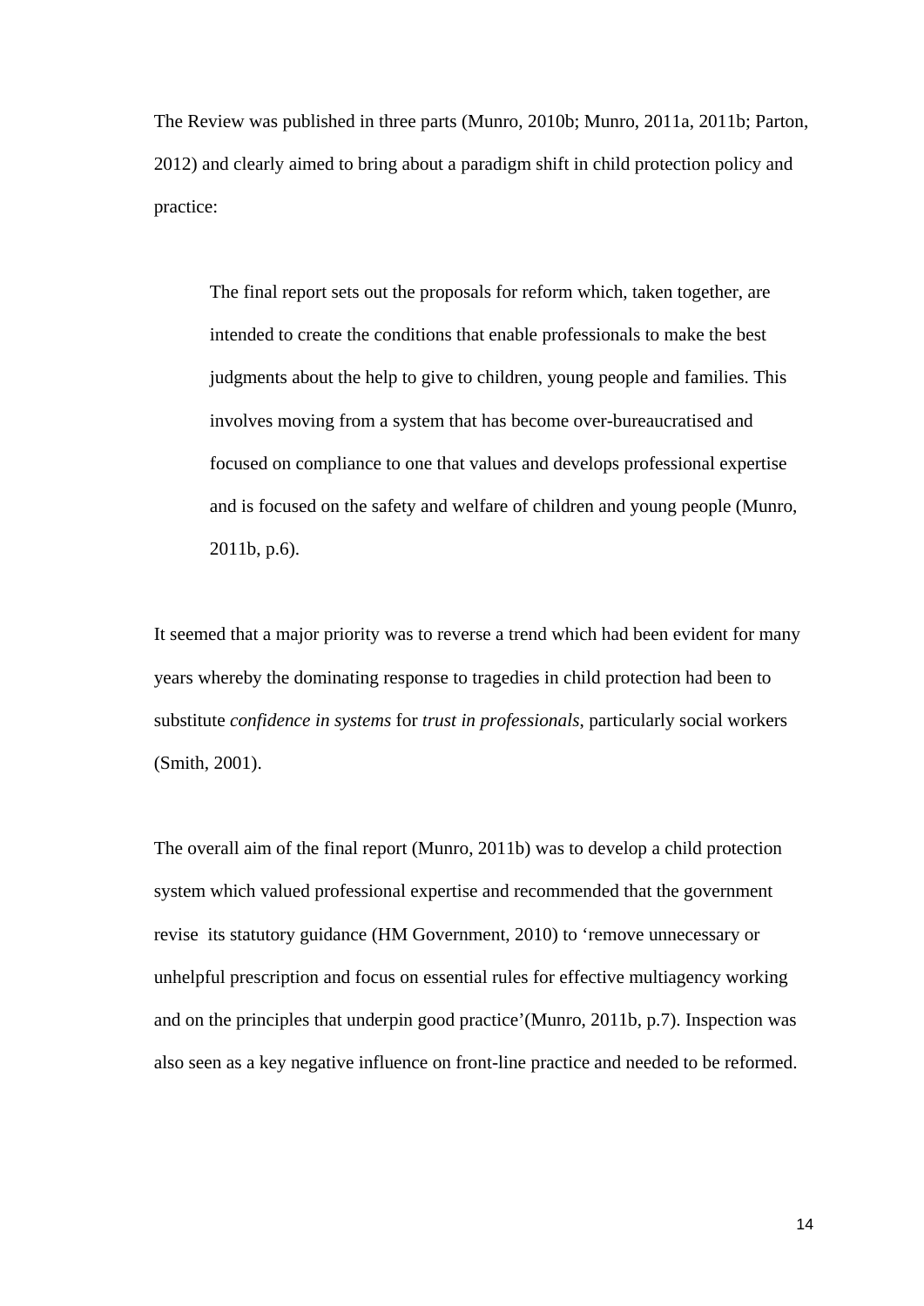The Review was published in three parts (Munro, 2010b; Munro, 2011a, 2011b; Parton, 2012) and clearly aimed to bring about a paradigm shift in child protection policy and practice:

> The final report sets out the proposals for reform which, taken together, are intended to create the conditions that enable professionals to make the best judgments about the help to give to children, young people and families. This involves moving from a system that has become over-bureaucratised and focused on compliance to one that values and develops professional expertise and is focused on the safety and welfare of children and young people (Munro, 2011b, p.6).

It seemed that a major priority was to reverse a trend which had been evident for many years whereby the dominating response to tragedies in child protection had been to substitute *confidence in systems* for *trust in professionals*, particularly social workers (Smith, 2001).

The overall aim of the final report (Munro, 2011b) was to develop a child protection system which valued professional expertise and recommended that the government revise its statutory guidance (HM Government, 2010) to 'remove unnecessary or unhelpful prescription and focus on essential rules for effective multiagency working and on the principles that underpin good practice'(Munro, 2011b, p.7). Inspection was also seen as a key negative influence on front-line practice and needed to be reformed.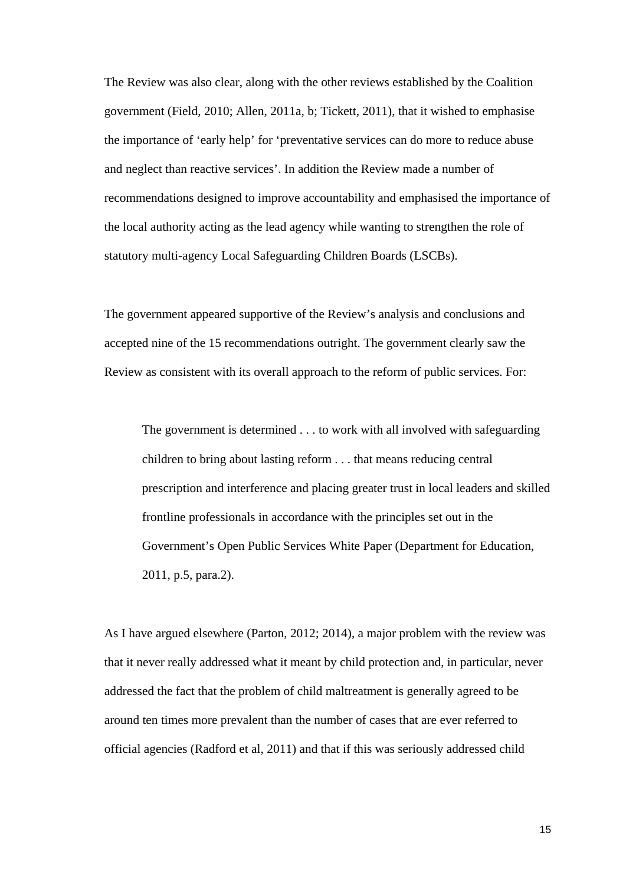The Review was also clear, along with the other reviews established by the Coalition government (Field, 2010; Allen, 2011a, b; Tickett, 2011), that it wished to emphasise the importance of 'early help' for 'preventative services can do more to reduce abuse and neglect than reactive services'. In addition the Review made a number of recommendations designed to improve accountability and emphasised the importance of the local authority acting as the lead agency while wanting to strengthen the role of statutory multi-agency Local Safeguarding Children Boards (LSCBs).

The government appeared supportive of the Review's analysis and conclusions and accepted nine of the 15 recommendations outright. The government clearly saw the Review as consistent with its overall approach to the reform of public services. For:

> The government is determined . . . to work with all involved with safeguarding children to bring about lasting reform . . . that means reducing central prescription and interference and placing greater trust in local leaders and skilled frontline professionals in accordance with the principles set out in the Government's Open Public Services White Paper (Department for Education, 2011, p.5, para.2).

As I have argued elsewhere (Parton, 2012; 2014), a major problem with the review was that it never really addressed what it meant by child protection and, in particular, never addressed the fact that the problem of child maltreatment is generally agreed to be around ten times more prevalent than the number of cases that are ever referred to official agencies (Radford et al, 2011) and that if this was seriously addressed child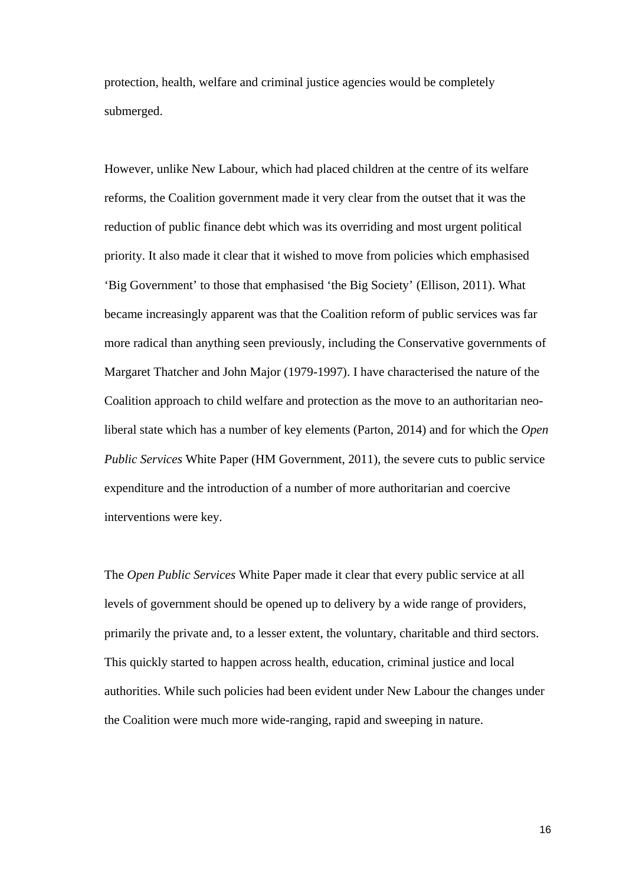protection, health, welfare and criminal justice agencies would be completely submerged.

However, unlike New Labour, which had placed children at the centre of its welfare reforms, the Coalition government made it very clear from the outset that it was the reduction of public finance debt which was its overriding and most urgent political priority. It also made it clear that it wished to move from policies which emphasised 'Big Government' to those that emphasised 'the Big Society' (Ellison, 2011). What became increasingly apparent was that the Coalition reform of public services was far more radical than anything seen previously, including the Conservative governments of Margaret Thatcher and John Major (1979-1997). I have characterised the nature of the Coalition approach to child welfare and protection as the move to an authoritarian neo-liberal state which has a number of key elements (Parton, 2014) and for which the *Open Public Services* White Paper (HM Government, 2011), the severe cuts to public service expenditure and the introduction of a number of more authoritarian and coercive interventions were key.

The *Open Public Services* White Paper made it clear that every public service at all levels of government should be opened up to delivery by a wide range of providers, primarily the private and, to a lesser extent, the voluntary, charitable and third sectors. This quickly started to happen across health, education, criminal justice and local authorities. While such policies had been evident under New Labour the changes under the Coalition were much more wide-ranging, rapid and sweeping in nature.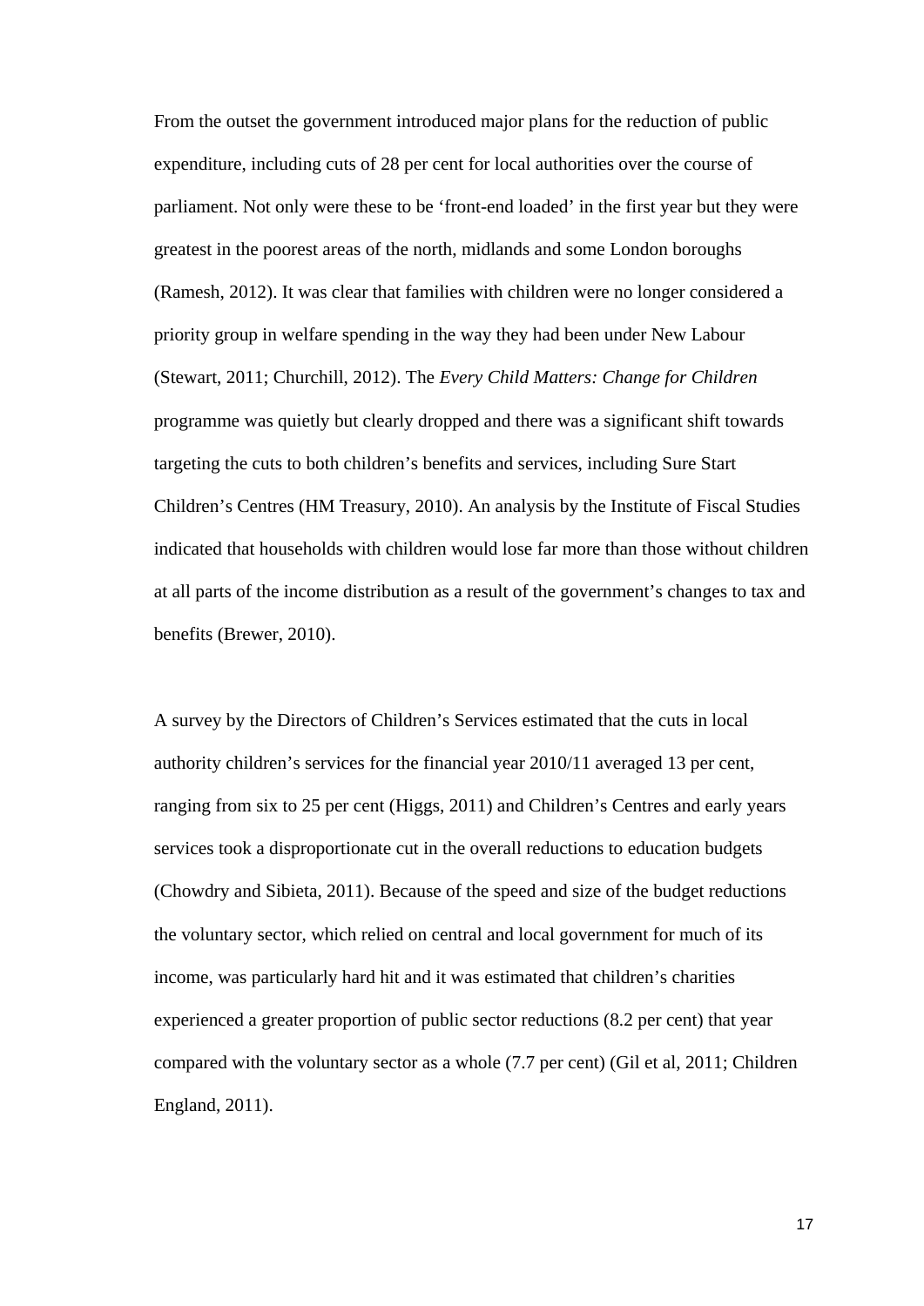From the outset the government introduced major plans for the reduction of public expenditure, including cuts of 28 per cent for local authorities over the course of parliament. Not only were these to be 'front-end loaded' in the first year but they were greatest in the poorest areas of the north, midlands and some London boroughs (Ramesh, 2012). It was clear that families with children were no longer considered a priority group in welfare spending in the way they had been under New Labour (Stewart, 2011; Churchill, 2012). The *Every Child Matters: Change for Children* programme was quietly but clearly dropped and there was a significant shift towards targeting the cuts to both children's benefits and services, including Sure Start Children's Centres (HM Treasury, 2010). An analysis by the Institute of Fiscal Studies indicated that households with children would lose far more than those without children at all parts of the income distribution as a result of the government's changes to tax and benefits (Brewer, 2010).

A survey by the Directors of Children's Services estimated that the cuts in local authority children's services for the financial year 2010/11 averaged 13 per cent, ranging from six to 25 per cent (Higgs, 2011) and Children's Centres and early years services took a disproportionate cut in the overall reductions to education budgets (Chowdry and Sibieta, 2011). Because of the speed and size of the budget reductions the voluntary sector, which relied on central and local government for much of its income, was particularly hard hit and it was estimated that children's charities experienced a greater proportion of public sector reductions (8.2 per cent) that year compared with the voluntary sector as a whole (7.7 per cent) (Gil et al, 2011; Children England, 2011).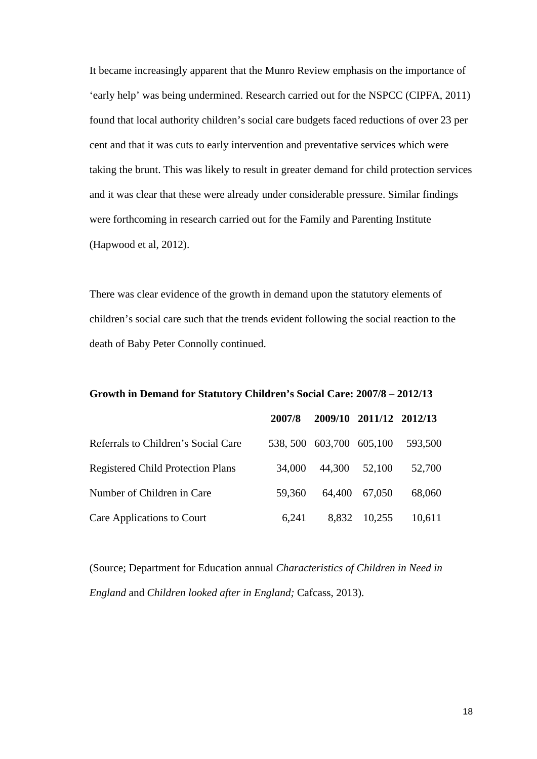It became increasingly apparent that the Munro Review emphasis on the importance of 'early help' was being undermined. Research carried out for the NSPCC (CIPFA, 2011) found that local authority children's social care budgets faced reductions of over 23 per cent and that it was cuts to early intervention and preventative services which were taking the brunt. This was likely to result in greater demand for child protection services and it was clear that these were already under considerable pressure. Similar findings were forthcoming in research carried out for the Family and Parenting Institute (Hapwood et al, 2012).

There was clear evidence of the growth in demand upon the statutory elements of children's social care such that the trends evident following the social reaction to the death of Baby Peter Connolly continued.

**Growth in Demand for Statutory Children's Social Care: 2007/8 – 2012/13**

| | **2007/8** | **2009/10** | **2011/12** | **2012/13** |
|---|---|---|---|---|
| Referrals to Children's Social Care | 538, 500 | 603,700 | 605,100 | 593,500 |
| Registered Child Protection Plans | 34,000 | 44,300 | 52,100 | 52,700 |
| Number of Children in Care | 59,360 | 64,400 | 67,050 | 68,060 |
| Care Applications to Court | 6,241 | 8,832 | 10,255 | 10,611 |

(Source; Department for Education annual *Characteristics of Children in Need in England* and *Children looked after in England;* Cafcass, 2013).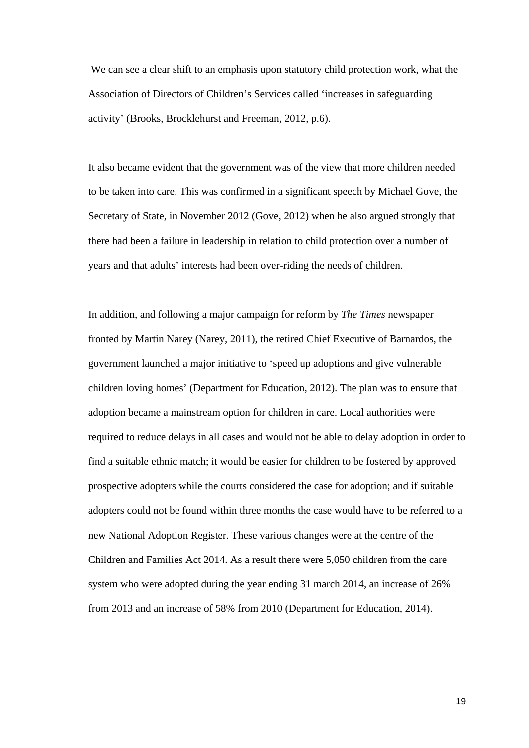We can see a clear shift to an emphasis upon statutory child protection work, what the Association of Directors of Children's Services called 'increases in safeguarding activity' (Brooks, Brocklehurst and Freeman, 2012, p.6).

It also became evident that the government was of the view that more children needed to be taken into care. This was confirmed in a significant speech by Michael Gove, the Secretary of State, in November 2012 (Gove, 2012) when he also argued strongly that there had been a failure in leadership in relation to child protection over a number of years and that adults' interests had been over-riding the needs of children.

In addition, and following a major campaign for reform by *The Times* newspaper fronted by Martin Narey (Narey, 2011), the retired Chief Executive of Barnardos, the government launched a major initiative to 'speed up adoptions and give vulnerable children loving homes' (Department for Education, 2012). The plan was to ensure that adoption became a mainstream option for children in care. Local authorities were required to reduce delays in all cases and would not be able to delay adoption in order to find a suitable ethnic match; it would be easier for children to be fostered by approved prospective adopters while the courts considered the case for adoption; and if suitable adopters could not be found within three months the case would have to be referred to a new National Adoption Register. These various changes were at the centre of the Children and Families Act 2014. As a result there were 5,050 children from the care system who were adopted during the year ending 31 march 2014, an increase of 26% from 2013 and an increase of 58% from 2010 (Department for Education, 2014).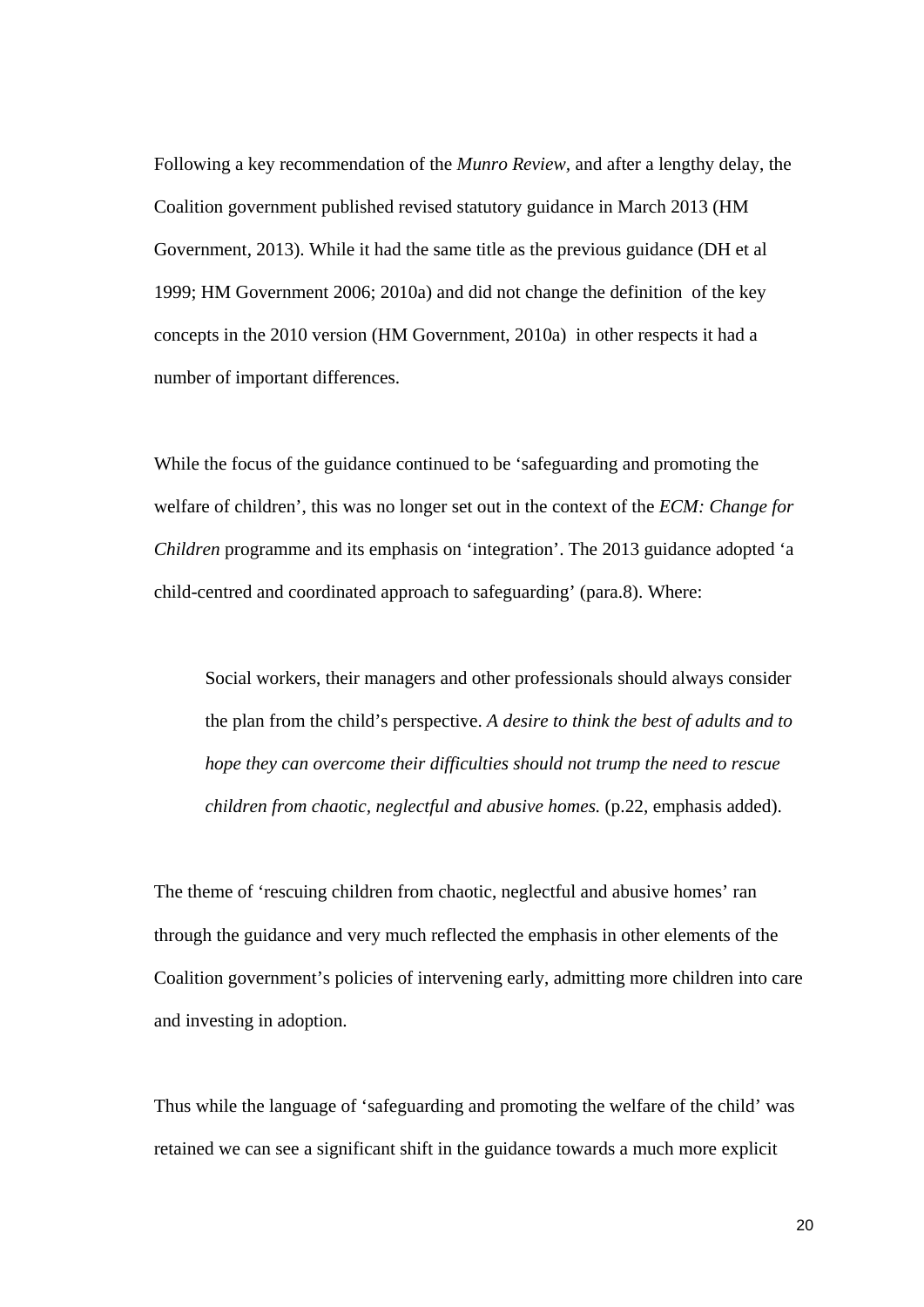Following a key recommendation of the *Munro Review*, and after a lengthy delay, the Coalition government published revised statutory guidance in March 2013 (HM Government, 2013). While it had the same title as the previous guidance (DH et al 1999; HM Government 2006; 2010a) and did not change the definition of the key concepts in the 2010 version (HM Government, 2010a) in other respects it had a number of important differences.

While the focus of the guidance continued to be 'safeguarding and promoting the welfare of children', this was no longer set out in the context of the *ECM: Change for Children* programme and its emphasis on 'integration'. The 2013 guidance adopted 'a child-centred and coordinated approach to safeguarding' (para.8). Where:

> Social workers, their managers and other professionals should always consider the plan from the child's perspective. *A desire to think the best of adults and to hope they can overcome their difficulties should not trump the need to rescue children from chaotic, neglectful and abusive homes.* (p.22, emphasis added).

The theme of 'rescuing children from chaotic, neglectful and abusive homes' ran through the guidance and very much reflected the emphasis in other elements of the Coalition government's policies of intervening early, admitting more children into care and investing in adoption.

Thus while the language of 'safeguarding and promoting the welfare of the child' was retained we can see a significant shift in the guidance towards a much more explicit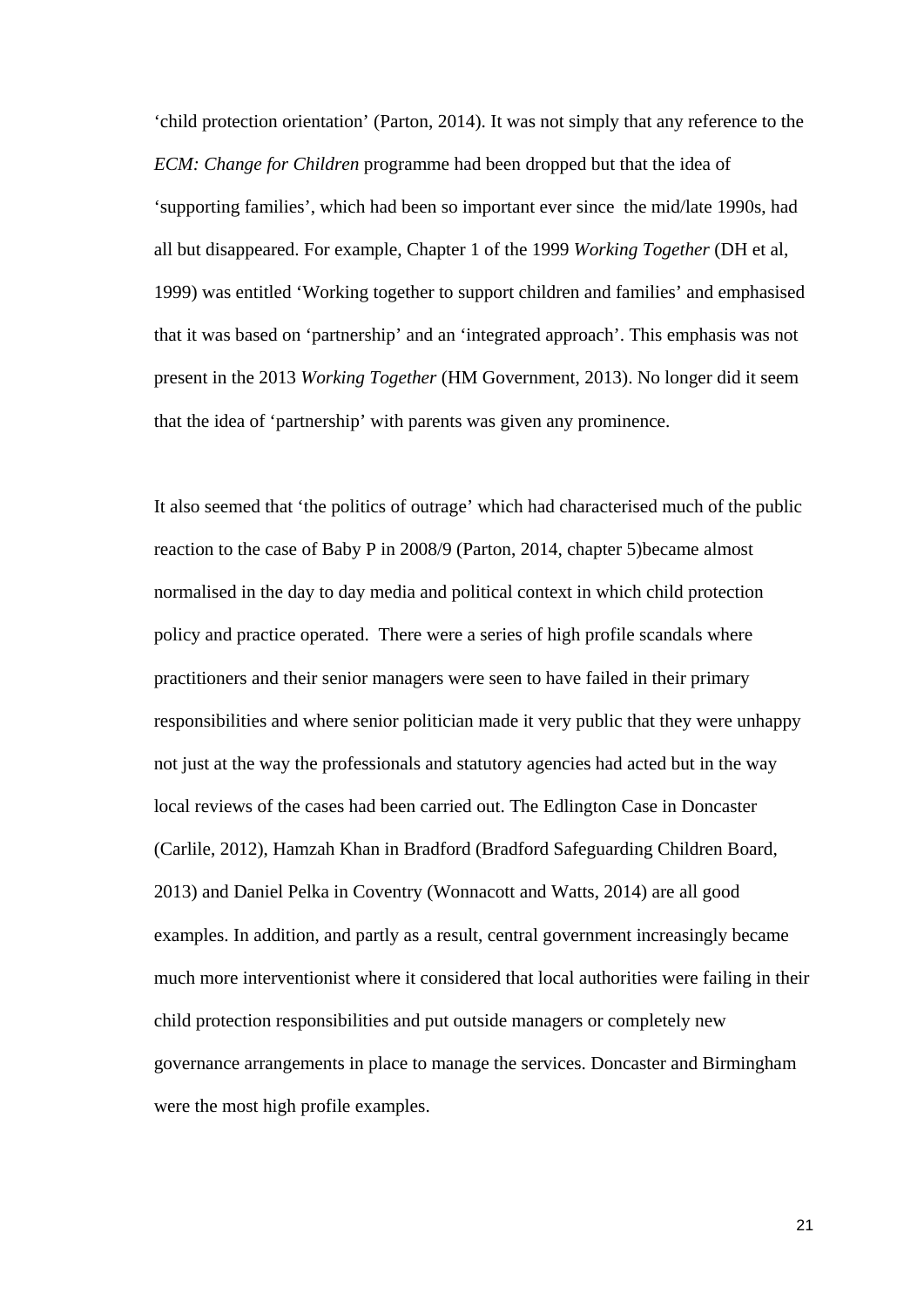'child protection orientation' (Parton, 2014). It was not simply that any reference to the *ECM: Change for Children* programme had been dropped but that the idea of 'supporting families', which had been so important ever since the mid/late 1990s, had all but disappeared. For example, Chapter 1 of the 1999 *Working Together* (DH et al, 1999) was entitled 'Working together to support children and families' and emphasised that it was based on 'partnership' and an 'integrated approach'. This emphasis was not present in the 2013 *Working Together* (HM Government, 2013). No longer did it seem that the idea of 'partnership' with parents was given any prominence.

It also seemed that 'the politics of outrage' which had characterised much of the public reaction to the case of Baby P in 2008/9 (Parton, 2014, chapter 5)became almost normalised in the day to day media and political context in which child protection policy and practice operated. There were a series of high profile scandals where practitioners and their senior managers were seen to have failed in their primary responsibilities and where senior politician made it very public that they were unhappy not just at the way the professionals and statutory agencies had acted but in the way local reviews of the cases had been carried out. The Edlington Case in Doncaster (Carlile, 2012), Hamzah Khan in Bradford (Bradford Safeguarding Children Board, 2013) and Daniel Pelka in Coventry (Wonnacott and Watts, 2014) are all good examples. In addition, and partly as a result, central government increasingly became much more interventionist where it considered that local authorities were failing in their child protection responsibilities and put outside managers or completely new governance arrangements in place to manage the services. Doncaster and Birmingham were the most high profile examples.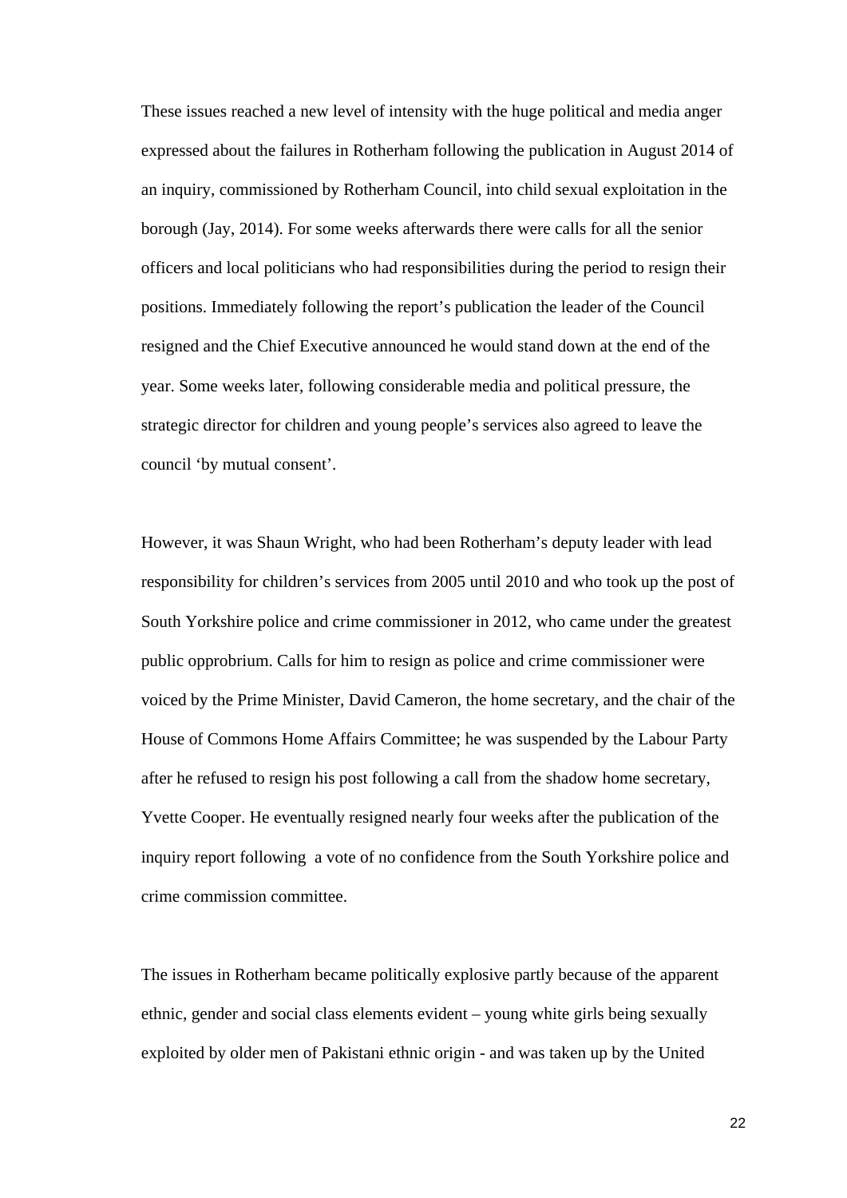These issues reached a new level of intensity with the huge political and media anger expressed about the failures in Rotherham following the publication in August 2014 of an inquiry, commissioned by Rotherham Council, into child sexual exploitation in the borough (Jay, 2014). For some weeks afterwards there were calls for all the senior officers and local politicians who had responsibilities during the period to resign their positions. Immediately following the report's publication the leader of the Council resigned and the Chief Executive announced he would stand down at the end of the year. Some weeks later, following considerable media and political pressure, the strategic director for children and young people's services also agreed to leave the council 'by mutual consent'.

However, it was Shaun Wright, who had been Rotherham's deputy leader with lead responsibility for children's services from 2005 until 2010 and who took up the post of South Yorkshire police and crime commissioner in 2012, who came under the greatest public opprobrium. Calls for him to resign as police and crime commissioner were voiced by the Prime Minister, David Cameron, the home secretary, and the chair of the House of Commons Home Affairs Committee; he was suspended by the Labour Party after he refused to resign his post following a call from the shadow home secretary, Yvette Cooper. He eventually resigned nearly four weeks after the publication of the inquiry report following a vote of no confidence from the South Yorkshire police and crime commission committee.

The issues in Rotherham became politically explosive partly because of the apparent ethnic, gender and social class elements evident – young white girls being sexually exploited by older men of Pakistani ethnic origin - and was taken up by the United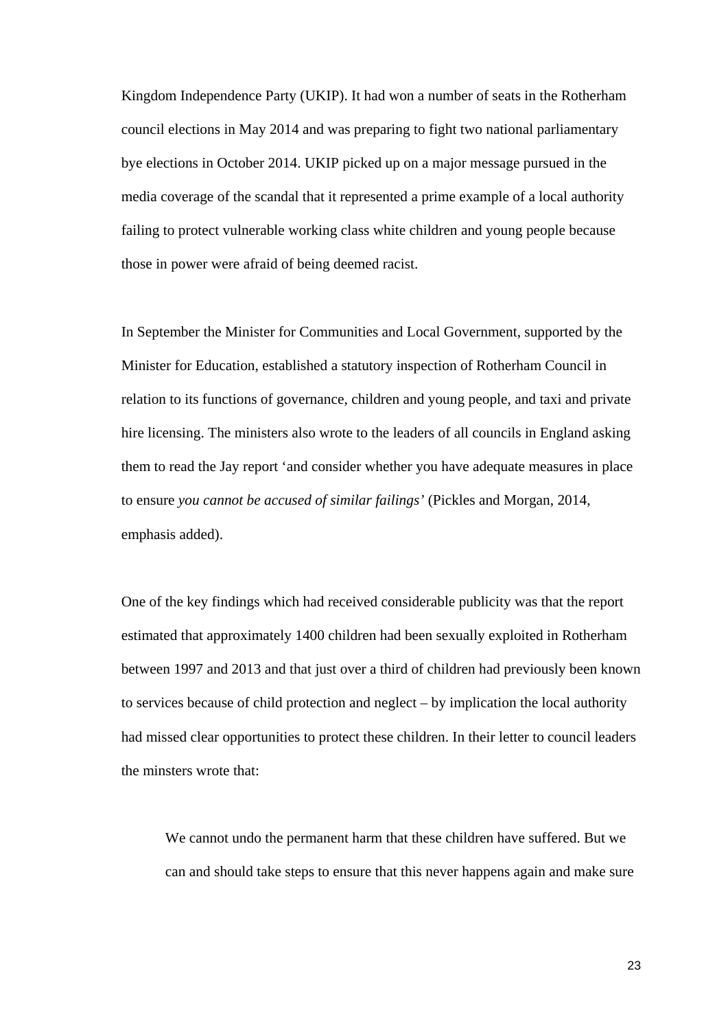Kingdom Independence Party (UKIP). It had won a number of seats in the Rotherham council elections in May 2014 and was preparing to fight two national parliamentary bye elections in October 2014. UKIP picked up on a major message pursued in the media coverage of the scandal that it represented a prime example of a local authority failing to protect vulnerable working class white children and young people because those in power were afraid of being deemed racist.

In September the Minister for Communities and Local Government, supported by the Minister for Education, established a statutory inspection of Rotherham Council in relation to its functions of governance, children and young people, and taxi and private hire licensing. The ministers also wrote to the leaders of all councils in England asking them to read the Jay report 'and consider whether you have adequate measures in place to ensure *you cannot be accused of similar failings'* (Pickles and Morgan, 2014, emphasis added).

One of the key findings which had received considerable publicity was that the report estimated that approximately 1400 children had been sexually exploited in Rotherham between 1997 and 2013 and that just over a third of children had previously been known to services because of child protection and neglect – by implication the local authority had missed clear opportunities to protect these children. In their letter to council leaders the minsters wrote that:

> We cannot undo the permanent harm that these children have suffered. But we can and should take steps to ensure that this never happens again and make sure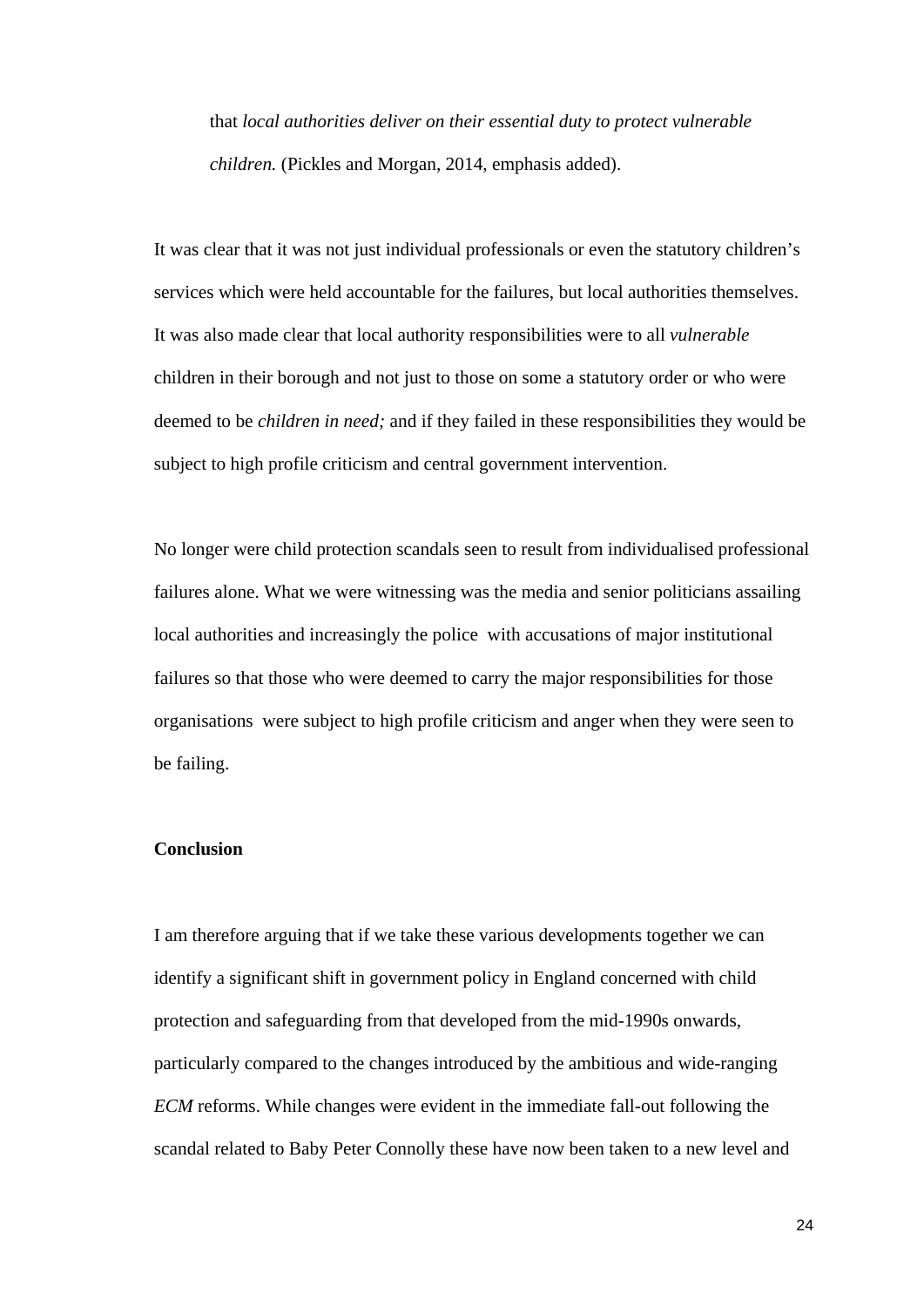> that *local authorities deliver on their essential duty to protect vulnerable children.* (Pickles and Morgan, 2014, emphasis added).

It was clear that it was not just individual professionals or even the statutory children's services which were held accountable for the failures, but local authorities themselves. It was also made clear that local authority responsibilities were to all *vulnerable* children in their borough and not just to those on some a statutory order or who were deemed to be *children in need;* and if they failed in these responsibilities they would be subject to high profile criticism and central government intervention.

No longer were child protection scandals seen to result from individualised professional failures alone. What we were witnessing was the media and senior politicians assailing local authorities and increasingly the police with accusations of major institutional failures so that those who were deemed to carry the major responsibilities for those organisations were subject to high profile criticism and anger when they were seen to be failing.

**Conclusion**

I am therefore arguing that if we take these various developments together we can identify a significant shift in government policy in England concerned with child protection and safeguarding from that developed from the mid-1990s onwards, particularly compared to the changes introduced by the ambitious and wide-ranging *ECM* reforms. While changes were evident in the immediate fall-out following the scandal related to Baby Peter Connolly these have now been taken to a new level and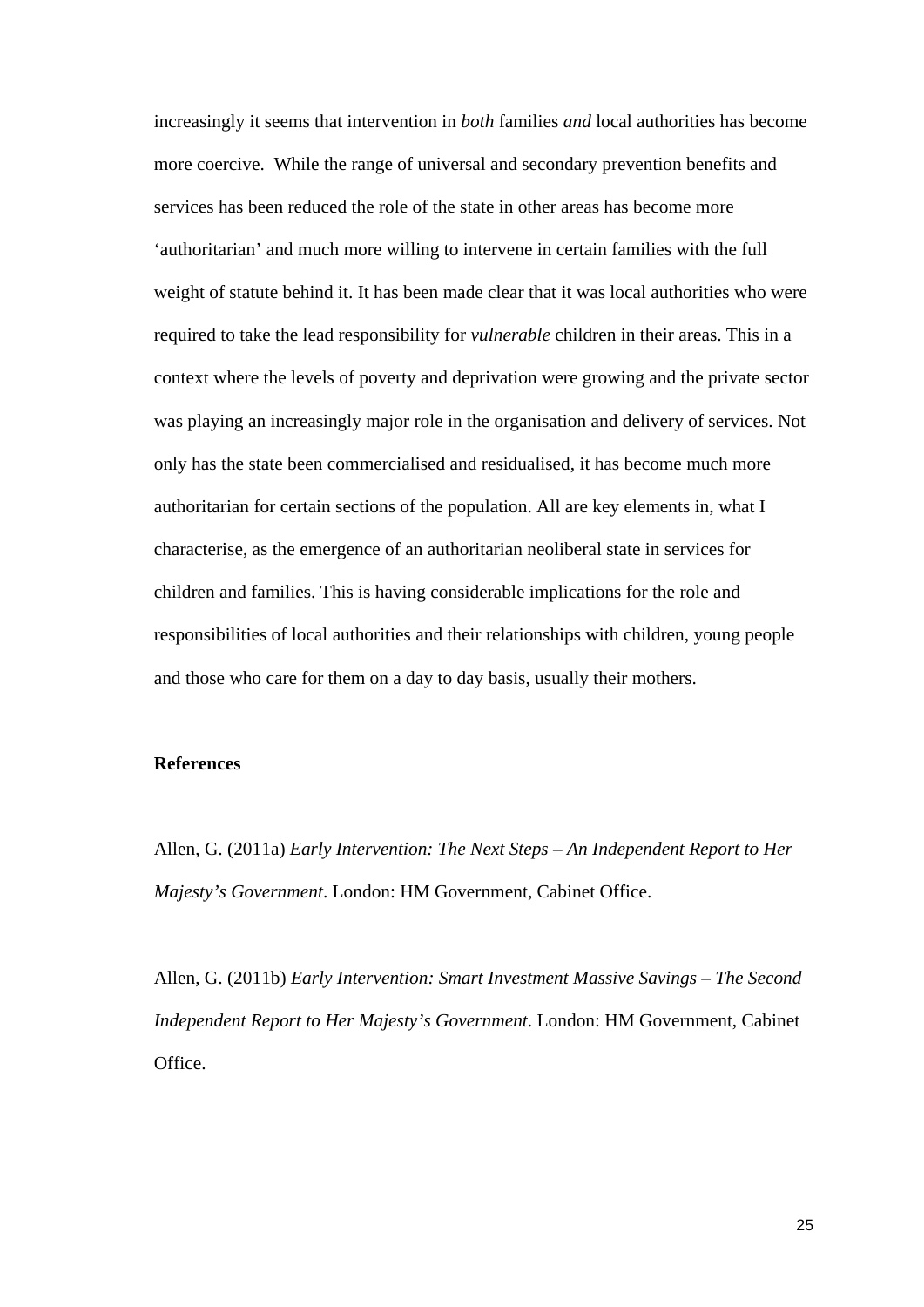increasingly it seems that intervention in *both* families *and* local authorities has become more coercive.  While the range of universal and secondary prevention benefits and services has been reduced the role of the state in other areas has become more 'authoritarian' and much more willing to intervene in certain families with the full weight of statute behind it. It has been made clear that it was local authorities who were required to take the lead responsibility for *vulnerable* children in their areas. This in a context where the levels of poverty and deprivation were growing and the private sector was playing an increasingly major role in the organisation and delivery of services. Not only has the state been commercialised and residualised, it has become much more authoritarian for certain sections of the population. All are key elements in, what I characterise, as the emergence of an authoritarian neoliberal state in services for children and families. This is having considerable implications for the role and responsibilities of local authorities and their relationships with children, young people and those who care for them on a day to day basis, usually their mothers.

**References**

Allen, G. (2011a) *Early Intervention: The Next Steps – An Independent Report to Her Majesty's Government*. London: HM Government, Cabinet Office.

Allen, G. (2011b) *Early Intervention: Smart Investment Massive Savings – The Second Independent Report to Her Majesty's Government*. London: HM Government, Cabinet Office.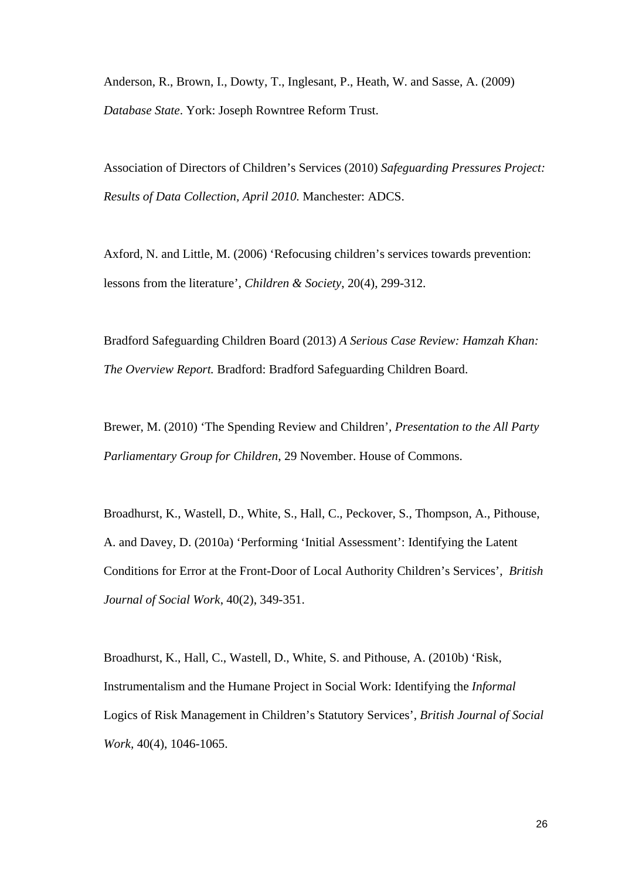Anderson, R., Brown, I., Dowty, T., Inglesant, P., Heath, W. and Sasse, A. (2009) *Database State*. York: Joseph Rowntree Reform Trust.

Association of Directors of Children's Services (2010) *Safeguarding Pressures Project: Results of Data Collection, April 2010.* Manchester: ADCS.

Axford, N. and Little, M. (2006) 'Refocusing children's services towards prevention: lessons from the literature', *Children & Society*, 20(4), 299-312.

Bradford Safeguarding Children Board (2013) *A Serious Case Review: Hamzah Khan: The Overview Report.* Bradford: Bradford Safeguarding Children Board.

Brewer, M. (2010) 'The Spending Review and Children', *Presentation to the All Party Parliamentary Group for Children*, 29 November. House of Commons.

Broadhurst, K., Wastell, D., White, S., Hall, C., Peckover, S., Thompson, A., Pithouse, A. and Davey, D. (2010a) 'Performing 'Initial Assessment': Identifying the Latent Conditions for Error at the Front-Door of Local Authority Children's Services', *British Journal of Social Work*, 40(2), 349-351.

Broadhurst, K., Hall, C., Wastell, D., White, S. and Pithouse, A. (2010b) 'Risk, Instrumentalism and the Humane Project in Social Work: Identifying the *Informal* Logics of Risk Management in Children's Statutory Services', *British Journal of Social Work*, 40(4), 1046-1065.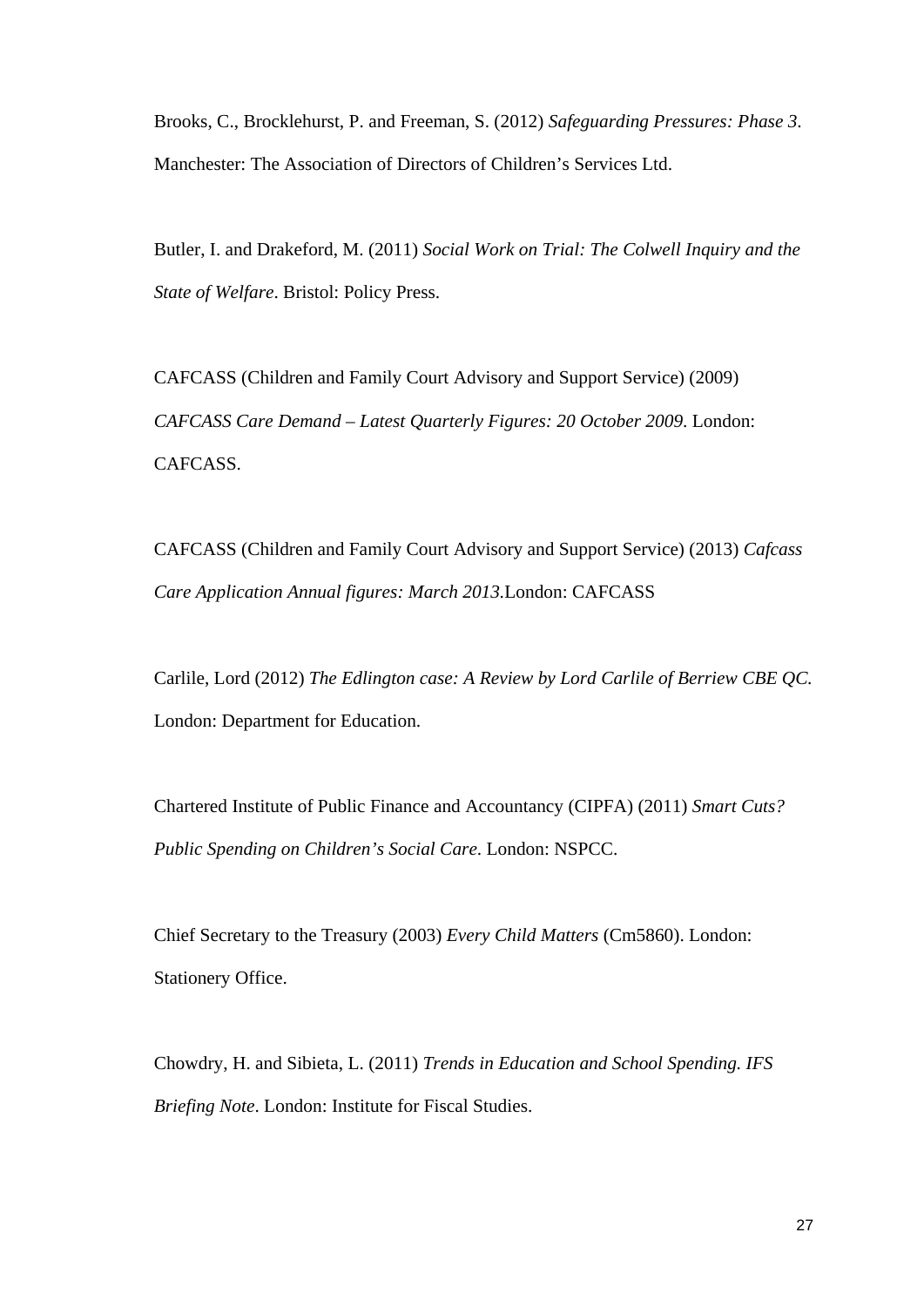Brooks, C., Brocklehurst, P. and Freeman, S. (2012) *Safeguarding Pressures: Phase 3*. Manchester: The Association of Directors of Children's Services Ltd.

Butler, I. and Drakeford, M. (2011) *Social Work on Trial: The Colwell Inquiry and the State of Welfare*. Bristol: Policy Press.

CAFCASS (Children and Family Court Advisory and Support Service) (2009) *CAFCASS Care Demand – Latest Quarterly Figures: 20 October 2009*. London: CAFCASS.

CAFCASS (Children and Family Court Advisory and Support Service) (2013) *Cafcass Care Application Annual figures: March 2013*.London: CAFCASS

Carlile, Lord (2012) *The Edlington case: A Review by Lord Carlile of Berriew CBE QC.* London: Department for Education.

Chartered Institute of Public Finance and Accountancy (CIPFA) (2011) *Smart Cuts? Public Spending on Children's Social Care*. London: NSPCC.

Chief Secretary to the Treasury (2003) *Every Child Matters* (Cm5860). London: Stationery Office.

Chowdry, H. and Sibieta, L. (2011) *Trends in Education and School Spending. IFS Briefing Note*. London: Institute for Fiscal Studies.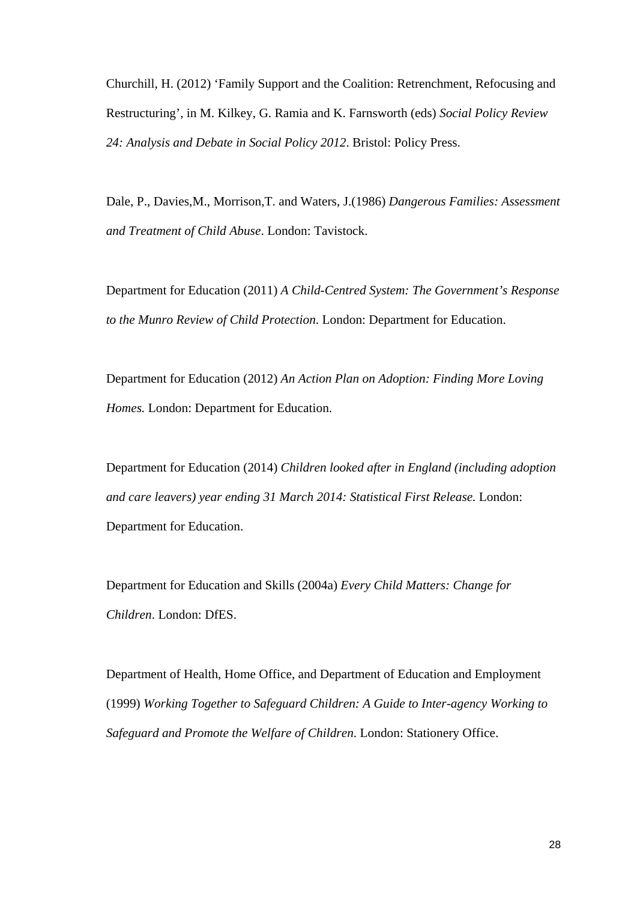Churchill, H. (2012) 'Family Support and the Coalition: Retrenchment, Refocusing and Restructuring', in M. Kilkey, G. Ramia and K. Farnsworth (eds) *Social Policy Review 24: Analysis and Debate in Social Policy 2012*. Bristol: Policy Press.

Dale, P., Davies,M., Morrison,T. and Waters, J.(1986) *Dangerous Families: Assessment and Treatment of Child Abuse*. London: Tavistock.

Department for Education (2011) *A Child-Centred System: The Government's Response to the Munro Review of Child Protection*. London: Department for Education.

Department for Education (2012) *An Action Plan on Adoption: Finding More Loving Homes.* London: Department for Education.

Department for Education (2014) *Children looked after in England (including adoption and care leavers) year ending 31 March 2014: Statistical First Release.* London: Department for Education.

Department for Education and Skills (2004a) *Every Child Matters: Change for Children*. London: DfES.

Department of Health, Home Office, and Department of Education and Employment (1999) *Working Together to Safeguard Children: A Guide to Inter-agency Working to Safeguard and Promote the Welfare of Children*. London: Stationery Office.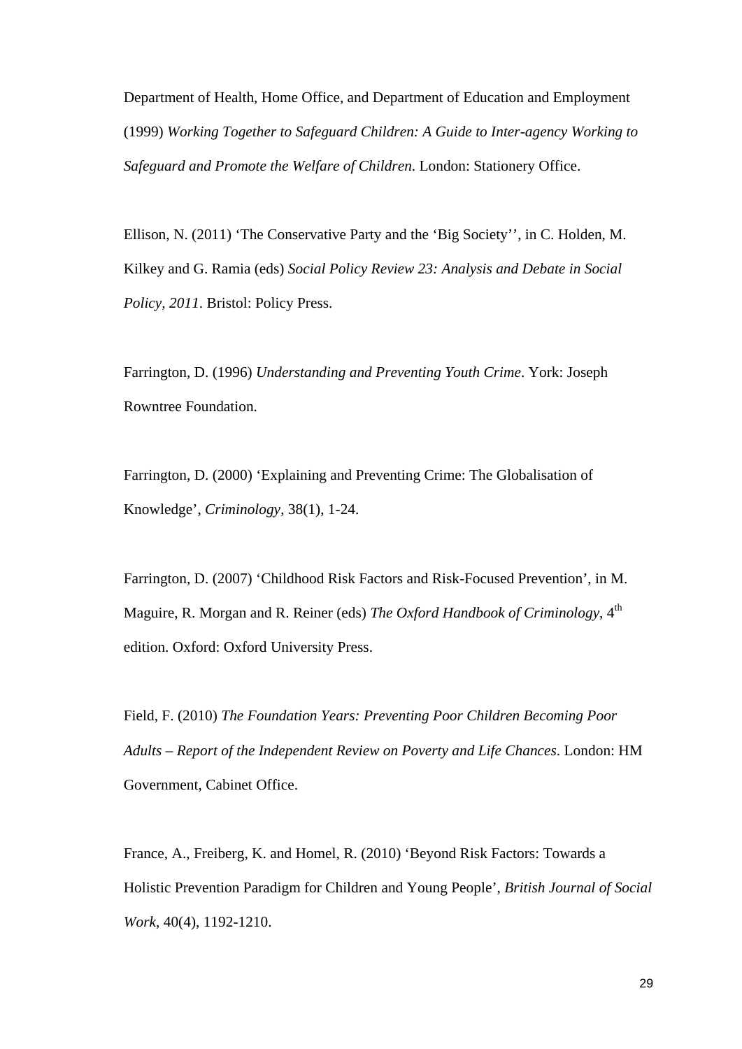Department of Health, Home Office, and Department of Education and Employment (1999) *Working Together to Safeguard Children: A Guide to Inter-agency Working to Safeguard and Promote the Welfare of Children*. London: Stationery Office.

Ellison, N. (2011) 'The Conservative Party and the 'Big Society'', in C. Holden, M. Kilkey and G. Ramia (eds) *Social Policy Review 23: Analysis and Debate in Social Policy, 2011*. Bristol: Policy Press.

Farrington, D. (1996) *Understanding and Preventing Youth Crime*. York: Joseph Rowntree Foundation.

Farrington, D. (2000) 'Explaining and Preventing Crime: The Globalisation of Knowledge', *Criminology*, 38(1), 1-24.

Farrington, D. (2007) 'Childhood Risk Factors and Risk-Focused Prevention', in M. Maguire, R. Morgan and R. Reiner (eds) *The Oxford Handbook of Criminology*, 4th edition. Oxford: Oxford University Press.

Field, F. (2010) *The Foundation Years: Preventing Poor Children Becoming Poor Adults – Report of the Independent Review on Poverty and Life Chances*. London: HM Government, Cabinet Office.

France, A., Freiberg, K. and Homel, R. (2010) 'Beyond Risk Factors: Towards a Holistic Prevention Paradigm for Children and Young People', *British Journal of Social Work*, 40(4), 1192-1210.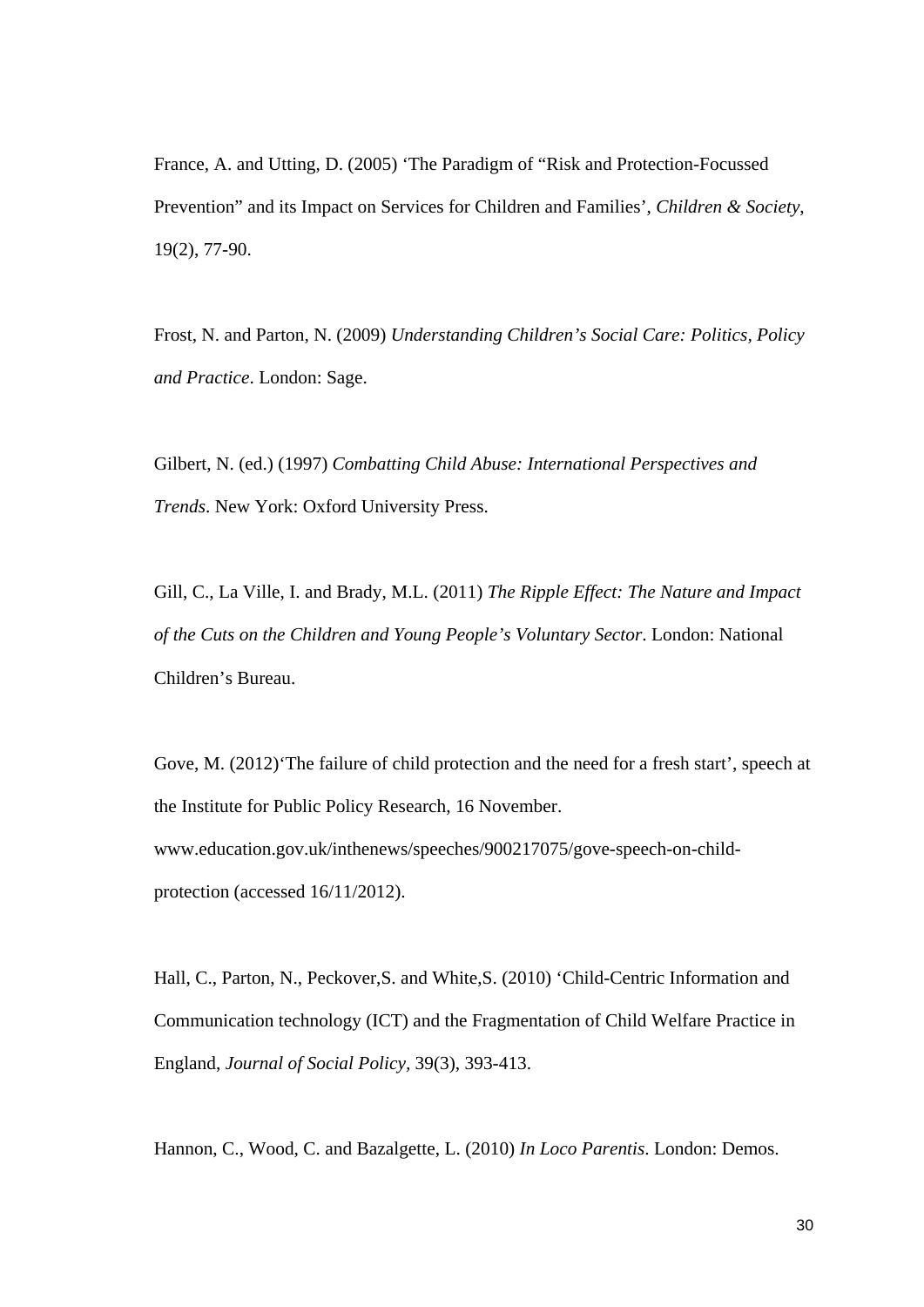France, A. and Utting, D. (2005) 'The Paradigm of "Risk and Protection-Focussed Prevention" and its Impact on Services for Children and Families', *Children & Society*, 19(2), 77-90.

Frost, N. and Parton, N. (2009) *Understanding Children's Social Care: Politics, Policy and Practice*. London: Sage.

Gilbert, N. (ed.) (1997) *Combatting Child Abuse: International Perspectives and Trends*. New York: Oxford University Press.

Gill, C., La Ville, I. and Brady, M.L. (2011) *The Ripple Effect: The Nature and Impact of the Cuts on the Children and Young People's Voluntary Sector*. London: National Children's Bureau.

Gove, M. (2012)'The failure of child protection and the need for a fresh start', speech at the Institute for Public Policy Research, 16 November. www.education.gov.uk/inthenews/speeches/900217075/gove-speech-on-child-protection (accessed 16/11/2012).

Hall, C., Parton, N., Peckover,S. and White,S. (2010) 'Child-Centric Information and Communication technology (ICT) and the Fragmentation of Child Welfare Practice in England, *Journal of Social Policy*, 39(3), 393-413.

Hannon, C., Wood, C. and Bazalgette, L. (2010) *In Loco Parentis*. London: Demos.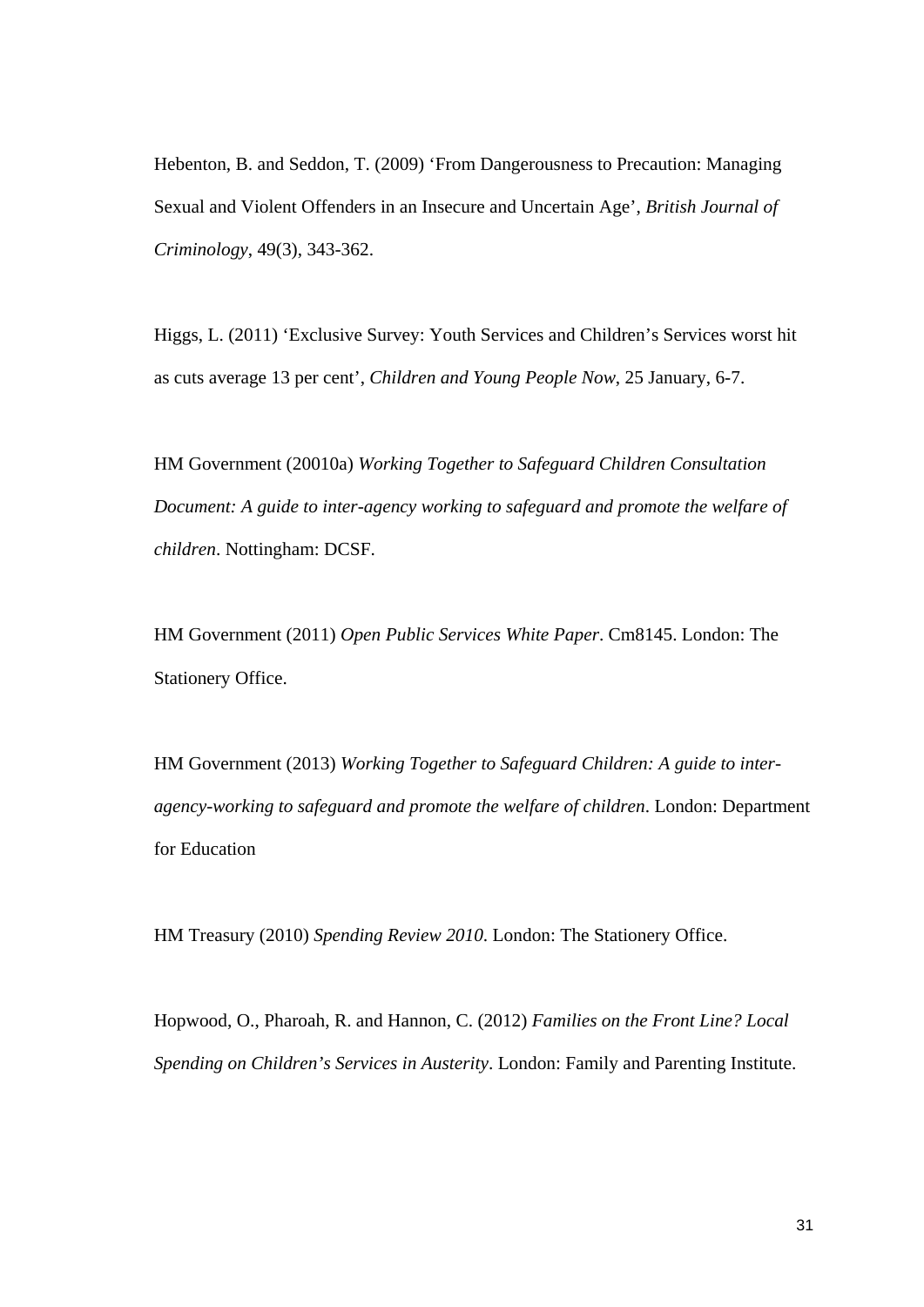Hebenton, B. and Seddon, T. (2009) 'From Dangerousness to Precaution: Managing Sexual and Violent Offenders in an Insecure and Uncertain Age', *British Journal of Criminology*, 49(3), 343-362.

Higgs, L. (2011) 'Exclusive Survey: Youth Services and Children's Services worst hit as cuts average 13 per cent', *Children and Young People Now*, 25 January, 6-7.

HM Government (20010a) *Working Together to Safeguard Children Consultation Document: A guide to inter-agency working to safeguard and promote the welfare of children*. Nottingham: DCSF.

HM Government (2011) *Open Public Services White Paper*. Cm8145. London: The Stationery Office.

HM Government (2013) *Working Together to Safeguard Children: A guide to inter-agency-working to safeguard and promote the welfare of children*. London: Department for Education

HM Treasury (2010) *Spending Review 2010*. London: The Stationery Office.

Hopwood, O., Pharoah, R. and Hannon, C. (2012) *Families on the Front Line? Local Spending on Children's Services in Austerity*. London: Family and Parenting Institute.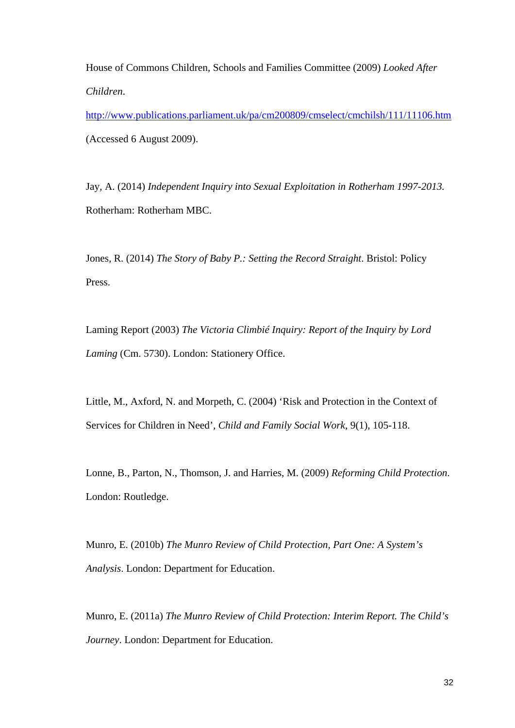House of Commons Children, Schools and Families Committee (2009) *Looked After Children*. http://www.publications.parliament.uk/pa/cm200809/cmselect/cmchilsh/111/11106.htm (Accessed 6 August 2009).

Jay, A. (2014) *Independent Inquiry into Sexual Exploitation in Rotherham 1997-2013.* Rotherham: Rotherham MBC.

Jones, R. (2014) *The Story of Baby P.: Setting the Record Straight*. Bristol: Policy Press.

Laming Report (2003) *The Victoria Climbié Inquiry: Report of the Inquiry by Lord Laming* (Cm. 5730). London: Stationery Office.

Little, M., Axford, N. and Morpeth, C. (2004) 'Risk and Protection in the Context of Services for Children in Need', *Child and Family Social Work*, 9(1), 105-118.

Lonne, B., Parton, N., Thomson, J. and Harries, M. (2009) *Reforming Child Protection.* London: Routledge.

Munro, E. (2010b) *The Munro Review of Child Protection, Part One: A System's Analysis*. London: Department for Education.

Munro, E. (2011a) *The Munro Review of Child Protection: Interim Report. The Child's Journey*. London: Department for Education.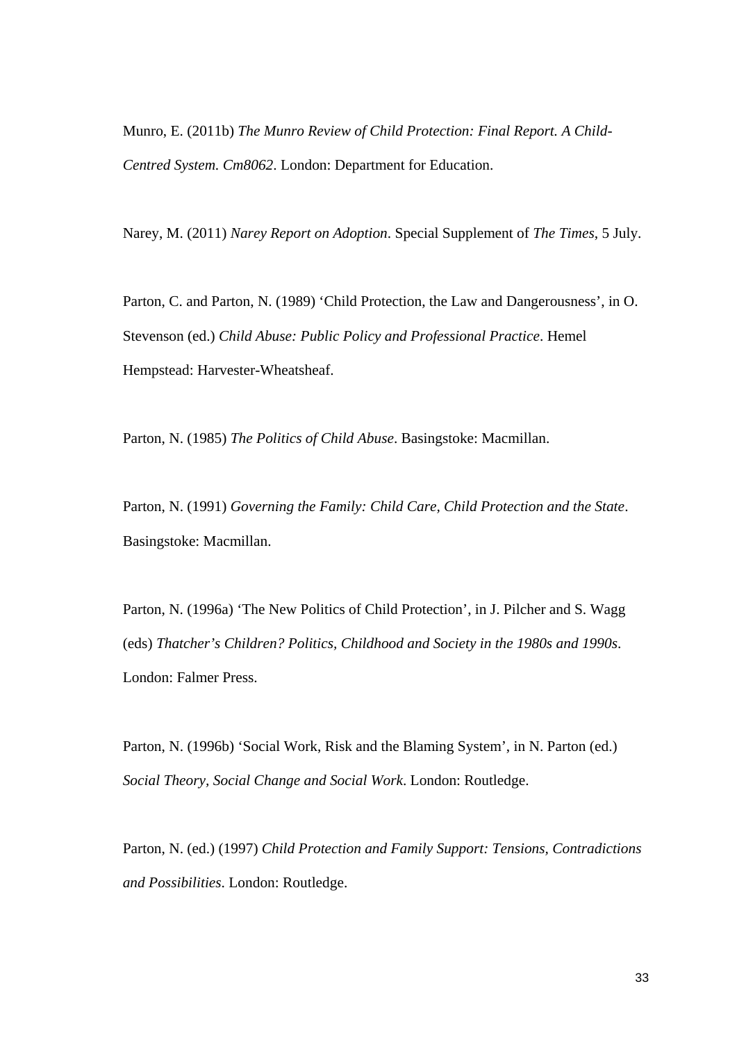Munro, E. (2011b) *The Munro Review of Child Protection: Final Report. A Child-Centred System. Cm8062*. London: Department for Education.

Narey, M. (2011) *Narey Report on Adoption*. Special Supplement of *The Times*, 5 July.

Parton, C. and Parton, N. (1989) 'Child Protection, the Law and Dangerousness', in O. Stevenson (ed.) *Child Abuse: Public Policy and Professional Practice*. Hemel Hempstead: Harvester-Wheatsheaf.

Parton, N. (1985) *The Politics of Child Abuse*. Basingstoke: Macmillan.

Parton, N. (1991) *Governing the Family: Child Care, Child Protection and the State*. Basingstoke: Macmillan.

Parton, N. (1996a) 'The New Politics of Child Protection', in J. Pilcher and S. Wagg (eds) *Thatcher's Children? Politics, Childhood and Society in the 1980s and 1990s*. London: Falmer Press.

Parton, N. (1996b) 'Social Work, Risk and the Blaming System', in N. Parton (ed.) *Social Theory, Social Change and Social Work*. London: Routledge.

Parton, N. (ed.) (1997) *Child Protection and Family Support: Tensions, Contradictions and Possibilities*. London: Routledge.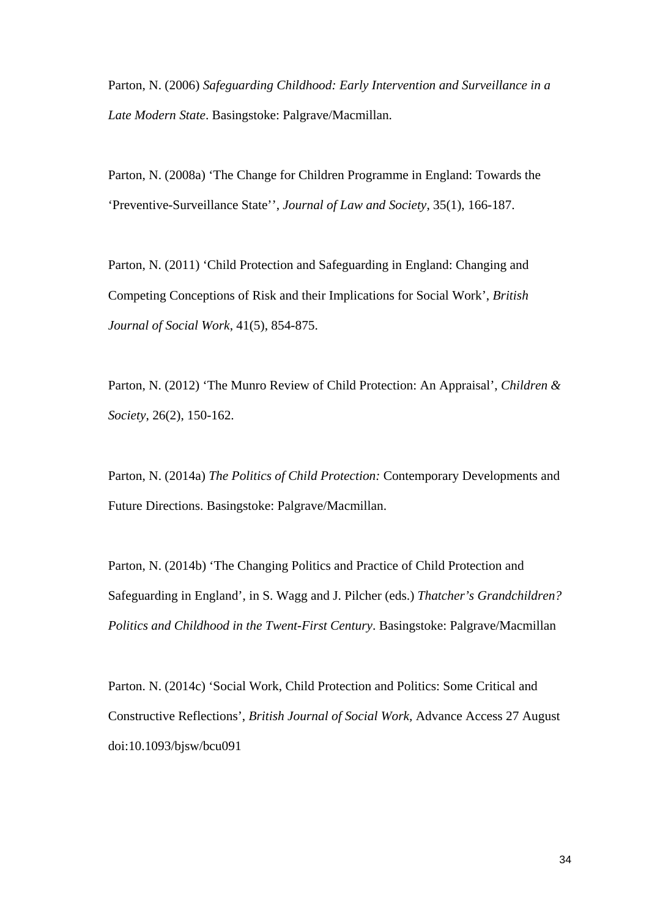Parton, N. (2006) *Safeguarding Childhood: Early Intervention and Surveillance in a Late Modern State*. Basingstoke: Palgrave/Macmillan.

Parton, N. (2008a) 'The Change for Children Programme in England: Towards the 'Preventive-Surveillance State'', *Journal of Law and Society*, 35(1), 166-187.

Parton, N. (2011) 'Child Protection and Safeguarding in England: Changing and Competing Conceptions of Risk and their Implications for Social Work', *British Journal of Social Work*, 41(5), 854-875.

Parton, N. (2012) 'The Munro Review of Child Protection: An Appraisal', *Children & Society*, 26(2), 150-162.

Parton, N. (2014a) *The Politics of Child Protection:* Contemporary Developments and Future Directions. Basingstoke: Palgrave/Macmillan.

Parton, N. (2014b) 'The Changing Politics and Practice of Child Protection and Safeguarding in England', in S. Wagg and J. Pilcher (eds.) *Thatcher's Grandchildren? Politics and Childhood in the Twent-First Century*. Basingstoke: Palgrave/Macmillan

Parton. N. (2014c) 'Social Work, Child Protection and Politics: Some Critical and Constructive Reflections', *British Journal of Social Work*, Advance Access 27 August doi:10.1093/bjsw/bcu091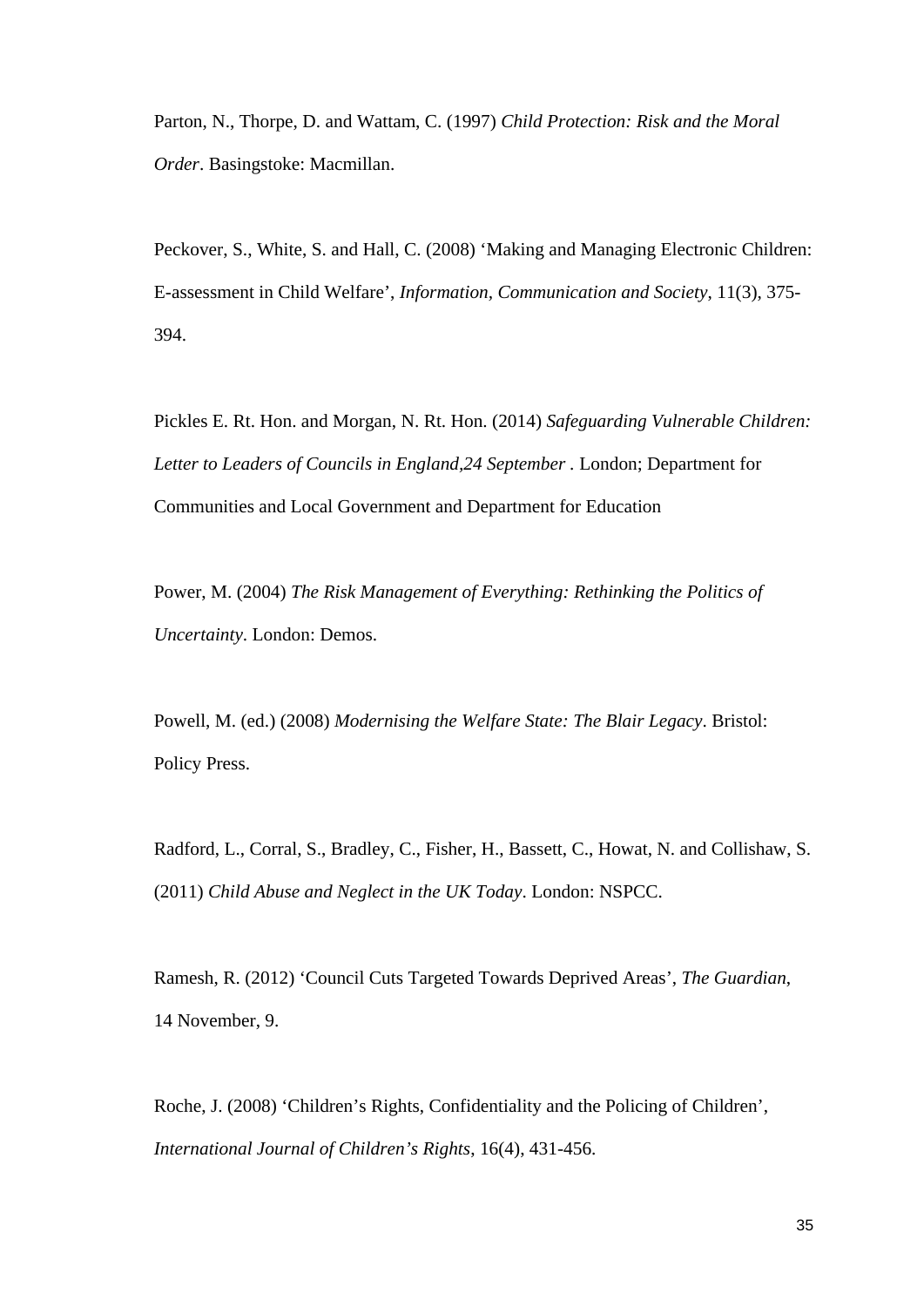Parton, N., Thorpe, D. and Wattam, C. (1997) *Child Protection: Risk and the Moral Order*. Basingstoke: Macmillan.

Peckover, S., White, S. and Hall, C. (2008) 'Making and Managing Electronic Children: E-assessment in Child Welfare', *Information, Communication and Society*, 11(3), 375-394.

Pickles E. Rt. Hon. and Morgan, N. Rt. Hon. (2014) *Safeguarding Vulnerable Children: Letter to Leaders of Councils in England,24 September* . London; Department for Communities and Local Government and Department for Education

Power, M. (2004) *The Risk Management of Everything: Rethinking the Politics of Uncertainty*. London: Demos.

Powell, M. (ed.) (2008) *Modernising the Welfare State: The Blair Legacy*. Bristol: Policy Press.

Radford, L., Corral, S., Bradley, C., Fisher, H., Bassett, C., Howat, N. and Collishaw, S. (2011) *Child Abuse and Neglect in the UK Today*. London: NSPCC.

Ramesh, R. (2012) 'Council Cuts Targeted Towards Deprived Areas', *The Guardian*, 14 November, 9.

Roche, J. (2008) 'Children's Rights, Confidentiality and the Policing of Children', *International Journal of Children's Rights*, 16(4), 431-456.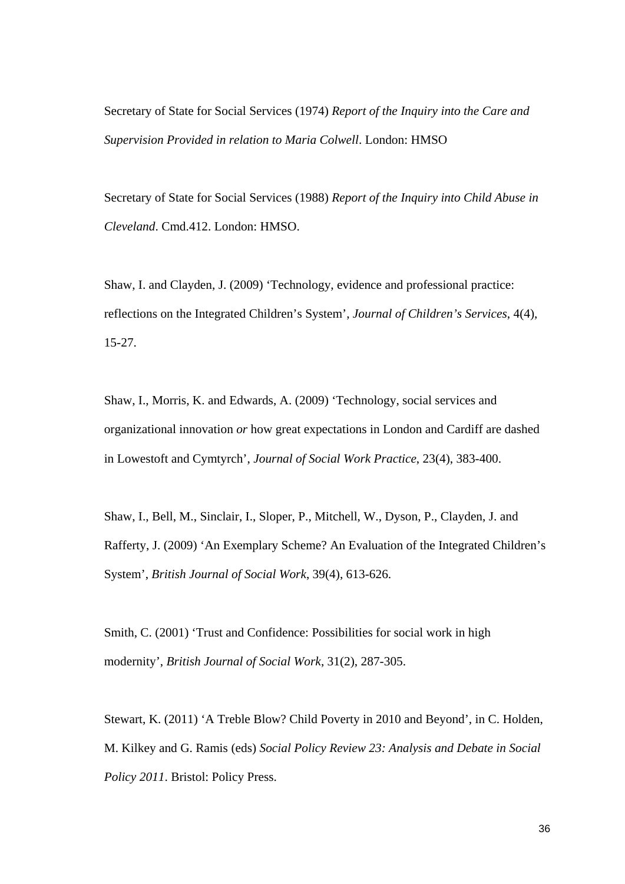Secretary of State for Social Services (1974) *Report of the Inquiry into the Care and Supervision Provided in relation to Maria Colwell*. London: HMSO

Secretary of State for Social Services (1988) *Report of the Inquiry into Child Abuse in Cleveland*. Cmd.412. London: HMSO.

Shaw, I. and Clayden, J. (2009) 'Technology, evidence and professional practice: reflections on the Integrated Children's System', *Journal of Children's Services*, 4(4), 15-27.

Shaw, I., Morris, K. and Edwards, A. (2009) 'Technology, social services and organizational innovation *or* how great expectations in London and Cardiff are dashed in Lowestoft and Cymtyrch', *Journal of Social Work Practice*, 23(4), 383-400.

Shaw, I., Bell, M., Sinclair, I., Sloper, P., Mitchell, W., Dyson, P., Clayden, J. and Rafferty, J. (2009) 'An Exemplary Scheme? An Evaluation of the Integrated Children's System', *British Journal of Social Work*, 39(4), 613-626.

Smith, C. (2001) 'Trust and Confidence: Possibilities for social work in high modernity', *British Journal of Social Work*, 31(2), 287-305.

Stewart, K. (2011) 'A Treble Blow? Child Poverty in 2010 and Beyond', in C. Holden, M. Kilkey and G. Ramis (eds) *Social Policy Review 23: Analysis and Debate in Social Policy 2011*. Bristol: Policy Press.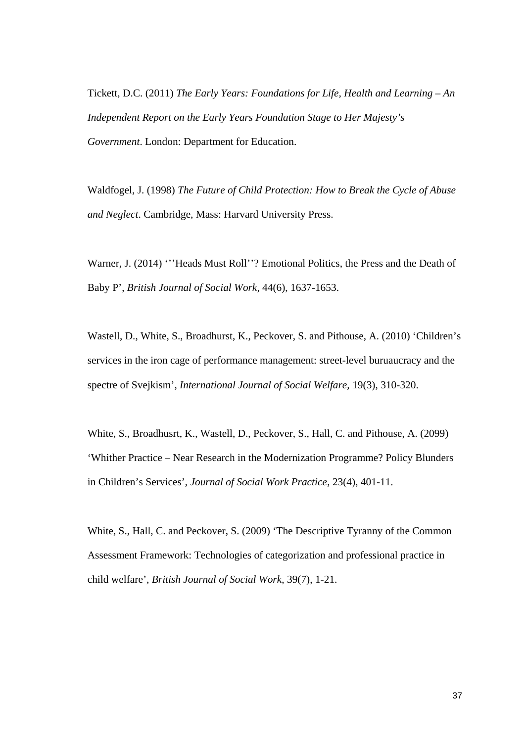Tickett, D.C. (2011) *The Early Years: Foundations for Life, Health and Learning – An Independent Report on the Early Years Foundation Stage to Her Majesty's Government*. London: Department for Education.

Waldfogel, J. (1998) *The Future of Child Protection: How to Break the Cycle of Abuse and Neglect*. Cambridge, Mass: Harvard University Press.

Warner, J. (2014) '''Heads Must Roll''? Emotional Politics, the Press and the Death of Baby P', *British Journal of Social Work,* 44(6), 1637-1653.

Wastell, D., White, S., Broadhurst, K., Peckover, S. and Pithouse, A. (2010) 'Children's services in the iron cage of performance management: street-level buruaucracy and the spectre of Svejkism', *International Journal of Social Welfare,* 19(3), 310-320.

White, S., Broadhusrt, K., Wastell, D., Peckover, S., Hall, C. and Pithouse, A. (2099) 'Whither Practice – Near Research in the Modernization Programme? Policy Blunders in Children's Services', *Journal of Social Work Practice*, 23(4), 401-11.

White, S., Hall, C. and Peckover, S. (2009) 'The Descriptive Tyranny of the Common Assessment Framework: Technologies of categorization and professional practice in child welfare', *British Journal of Social Work*, 39(7), 1-21.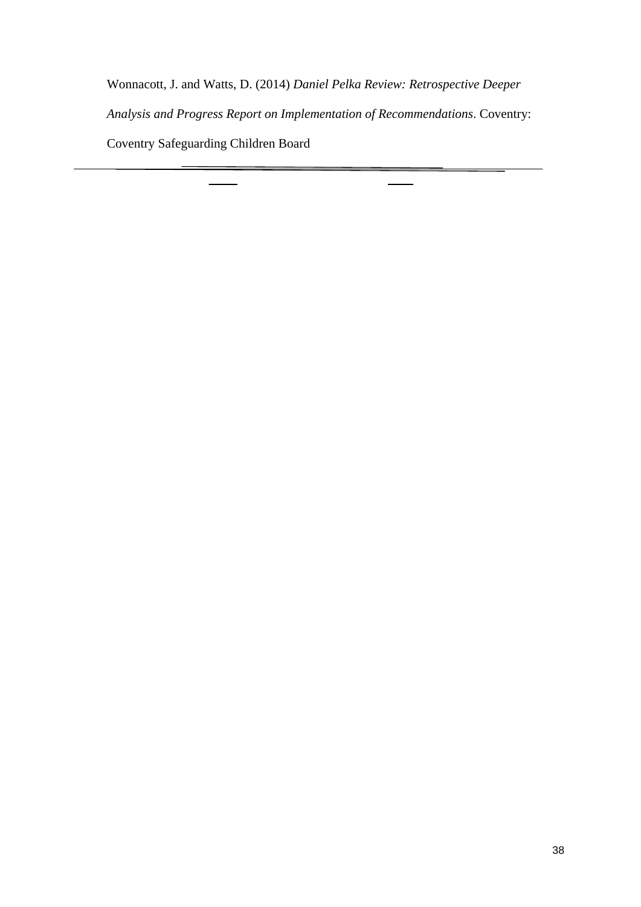Wonnacott, J. and Watts, D. (2014) *Daniel Pelka Review: Retrospective Deeper Analysis and Progress Report on Implementation of Recommendations*. Coventry: Coventry Safeguarding Children Board